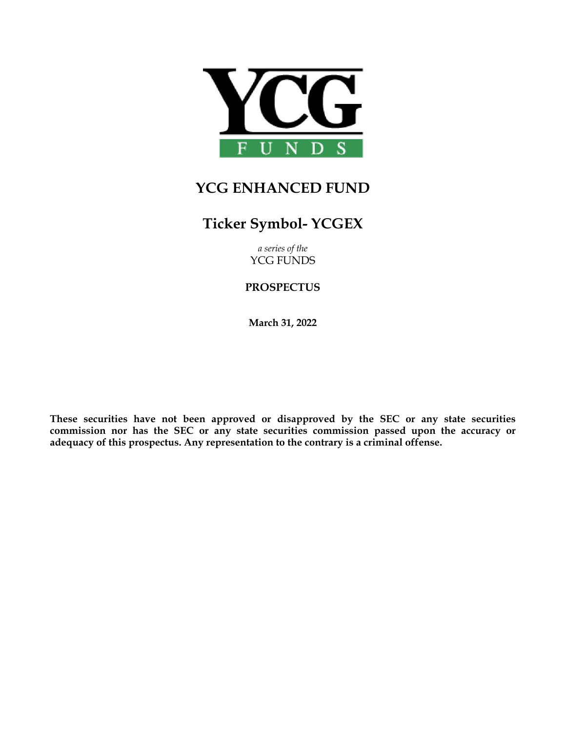YCG FUNDS

# YCG ENHANCED FUND

## Ticker Symbol- YCGEX

*a series of the*
YCG FUNDS

**PROSPECTUS**

**March 31, 2022**

**These securities have not been approved or disapproved by the SEC or any state securities commission nor has the SEC or any state securities commission passed upon the accuracy or adequacy of this prospectus. Any representation to the contrary is a criminal offense.**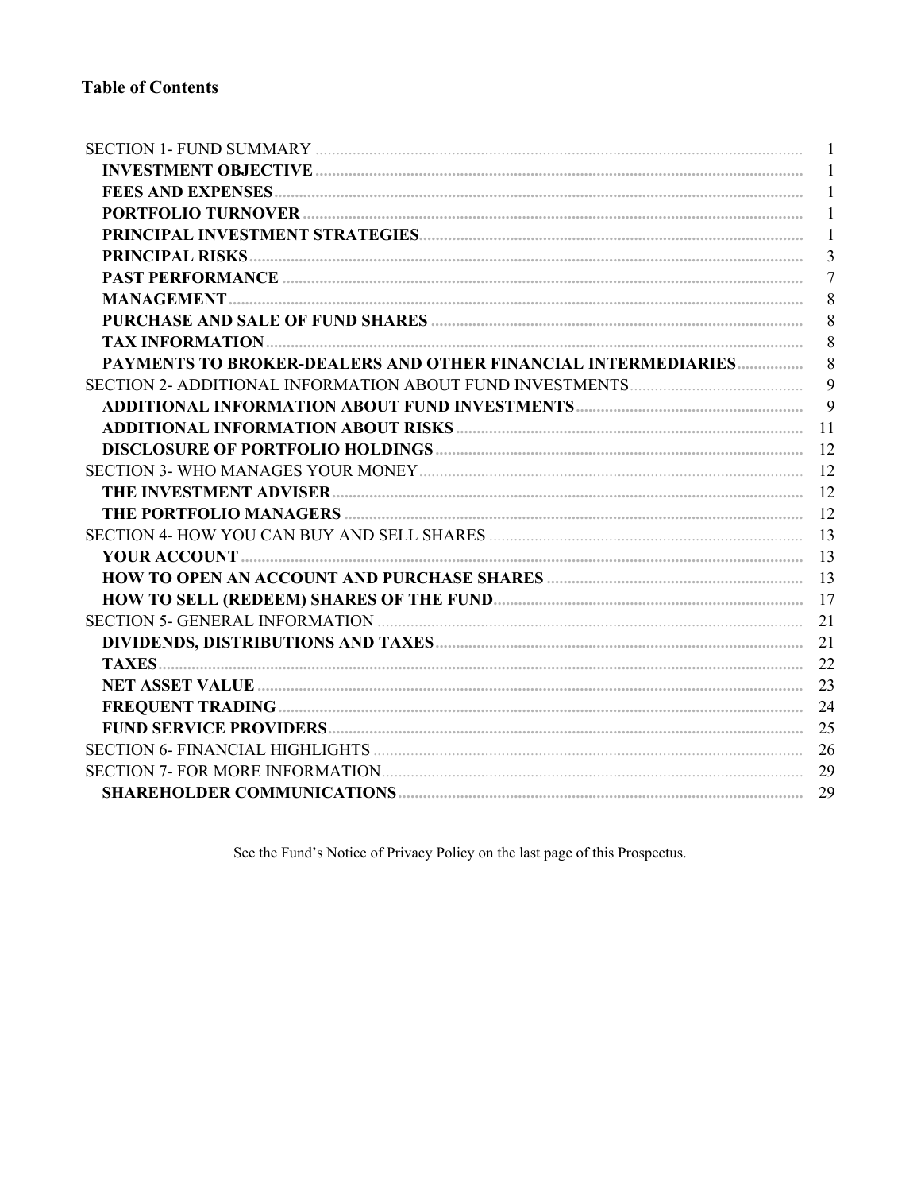# Table of Contents

| | |
|---|---|
| SECTION 1- FUND SUMMARY | 1 |
| **INVESTMENT OBJECTIVE** | 1 |
| **FEES AND EXPENSES** | 1 |
| **PORTFOLIO TURNOVER** | 1 |
| **PRINCIPAL INVESTMENT STRATEGIES** | 1 |
| **PRINCIPAL RISKS** | 3 |
| **PAST PERFORMANCE** | 7 |
| **MANAGEMENT** | 8 |
| **PURCHASE AND SALE OF FUND SHARES** | 8 |
| **TAX INFORMATION** | 8 |
| **PAYMENTS TO BROKER-DEALERS AND OTHER FINANCIAL INTERMEDIARIES** | 8 |
| SECTION 2- ADDITIONAL INFORMATION ABOUT FUND INVESTMENTS | 9 |
| **ADDITIONAL INFORMATION ABOUT FUND INVESTMENTS** | 9 |
| **ADDITIONAL INFORMATION ABOUT RISKS** | 11 |
| **DISCLOSURE OF PORTFOLIO HOLDINGS** | 12 |
| SECTION 3- WHO MANAGES YOUR MONEY | 12 |
| **THE INVESTMENT ADVISER** | 12 |
| **THE PORTFOLIO MANAGERS** | 12 |
| SECTION 4- HOW YOU CAN BUY AND SELL SHARES | 13 |
| **YOUR ACCOUNT** | 13 |
| **HOW TO OPEN AN ACCOUNT AND PURCHASE SHARES** | 13 |
| **HOW TO SELL (REDEEM) SHARES OF THE FUND** | 17 |
| SECTION 5- GENERAL INFORMATION | 21 |
| **DIVIDENDS, DISTRIBUTIONS AND TAXES** | 21 |
| **TAXES** | 22 |
| **NET ASSET VALUE** | 23 |
| **FREQUENT TRADING** | 24 |
| **FUND SERVICE PROVIDERS** | 25 |
| SECTION 6- FINANCIAL HIGHLIGHTS | 26 |
| SECTION 7- FOR MORE INFORMATION | 29 |
| **SHAREHOLDER COMMUNICATIONS** | 29 |

See the Fund's Notice of Privacy Policy on the last page of this Prospectus.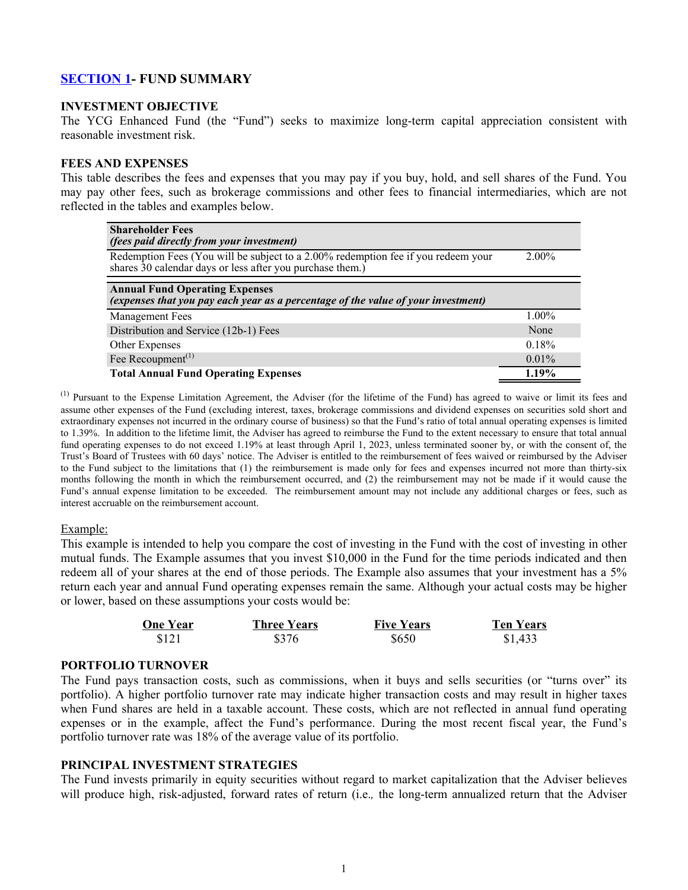## SECTION 1- FUND SUMMARY

### INVESTMENT OBJECTIVE

The YCG Enhanced Fund (the "Fund") seeks to maximize long-term capital appreciation consistent with reasonable investment risk.

### FEES AND EXPENSES

This table describes the fees and expenses that you may pay if you buy, hold, and sell shares of the Fund. You may pay other fees, such as brokerage commissions and other fees to financial intermediaries, which are not reflected in the tables and examples below.

| **Shareholder Fees** *(fees paid directly from your investment)* | |
|---|---|
| Redemption Fees (You will be subject to a 2.00% redemption fee if you redeem your shares 30 calendar days or less after you purchase them.) | 2.00% |
| **Annual Fund Operating Expenses** *(expenses that you pay each year as a percentage of the value of your investment)* | |
| Management Fees | 1.00% |
| Distribution and Service (12b-1) Fees | None |
| Other Expenses | 0.18% |
| Fee Recoupment[(1)] | 0.01% |
| **Total Annual Fund Operating Expenses** | **1.19%** |

[(1)] Pursuant to the Expense Limitation Agreement, the Adviser (for the lifetime of the Fund) has agreed to waive or limit its fees and assume other expenses of the Fund (excluding interest, taxes, brokerage commissions and dividend expenses on securities sold short and extraordinary expenses not incurred in the ordinary course of business) so that the Fund's ratio of total annual operating expenses is limited to 1.39%. In addition to the lifetime limit, the Adviser has agreed to reimburse the Fund to the extent necessary to ensure that total annual fund operating expenses to do not exceed 1.19% at least through April 1, 2023, unless terminated sooner by, or with the consent of, the Trust's Board of Trustees with 60 days' notice. The Adviser is entitled to the reimbursement of fees waived or reimbursed by the Adviser to the Fund subject to the limitations that (1) the reimbursement is made only for fees and expenses incurred not more than thirty-six months following the month in which the reimbursement occurred, and (2) the reimbursement may not be made if it would cause the Fund's annual expense limitation to be exceeded. The reimbursement amount may not include any additional charges or fees, such as interest accruable on the reimbursement account.

Example:

This example is intended to help you compare the cost of investing in the Fund with the cost of investing in other mutual funds. The Example assumes that you invest $10,000 in the Fund for the time periods indicated and then redeem all of your shares at the end of those periods. The Example also assumes that your investment has a 5% return each year and annual Fund operating expenses remain the same. Although your actual costs may be higher or lower, based on these assumptions your costs would be:

| One Year | Three Years | Five Years | Ten Years |
|---|---|---|---|
| $121 | $376 | $650 | $1,433 |

### PORTFOLIO TURNOVER

The Fund pays transaction costs, such as commissions, when it buys and sells securities (or "turns over" its portfolio). A higher portfolio turnover rate may indicate higher transaction costs and may result in higher taxes when Fund shares are held in a taxable account. These costs, which are not reflected in annual fund operating expenses or in the example, affect the Fund's performance. During the most recent fiscal year, the Fund's portfolio turnover rate was 18% of the average value of its portfolio.

### PRINCIPAL INVESTMENT STRATEGIES

The Fund invests primarily in equity securities without regard to market capitalization that the Adviser believes will produce high, risk-adjusted, forward rates of return (i.e., the long-term annualized return that the Adviser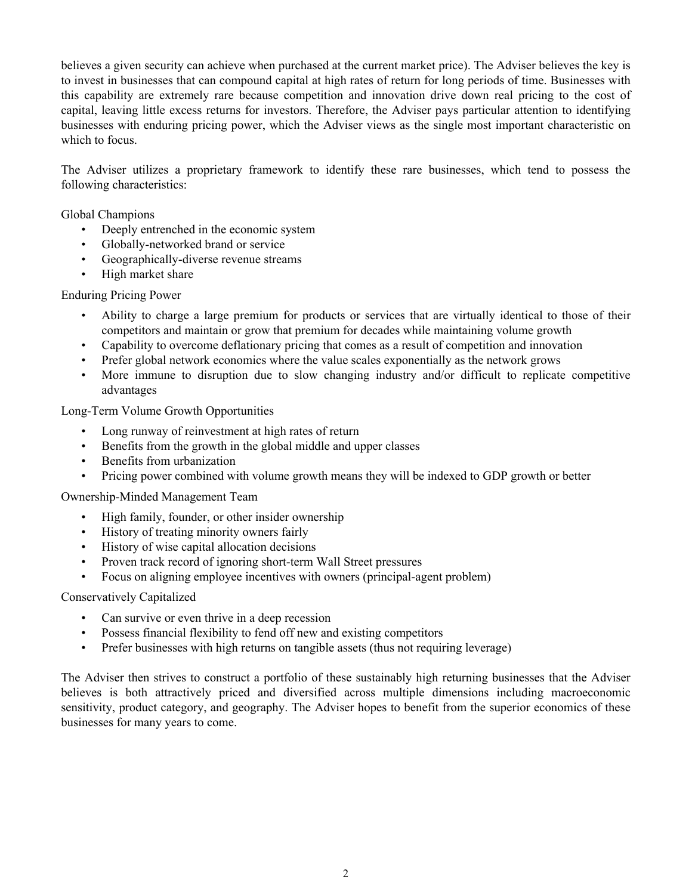believes a given security can achieve when purchased at the current market price). The Adviser believes the key is to invest in businesses that can compound capital at high rates of return for long periods of time. Businesses with this capability are extremely rare because competition and innovation drive down real pricing to the cost of capital, leaving little excess returns for investors. Therefore, the Adviser pays particular attention to identifying businesses with enduring pricing power, which the Adviser views as the single most important characteristic on which to focus.

The Adviser utilizes a proprietary framework to identify these rare businesses, which tend to possess the following characteristics:

Global Champions

- Deeply entrenched in the economic system
- Globally-networked brand or service
- Geographically-diverse revenue streams
- High market share

Enduring Pricing Power

- Ability to charge a large premium for products or services that are virtually identical to those of their competitors and maintain or grow that premium for decades while maintaining volume growth
- Capability to overcome deflationary pricing that comes as a result of competition and innovation
- Prefer global network economics where the value scales exponentially as the network grows
- More immune to disruption due to slow changing industry and/or difficult to replicate competitive advantages

Long-Term Volume Growth Opportunities

- Long runway of reinvestment at high rates of return
- Benefits from the growth in the global middle and upper classes
- Benefits from urbanization
- Pricing power combined with volume growth means they will be indexed to GDP growth or better

Ownership-Minded Management Team

- High family, founder, or other insider ownership
- History of treating minority owners fairly
- History of wise capital allocation decisions
- Proven track record of ignoring short-term Wall Street pressures
- Focus on aligning employee incentives with owners (principal-agent problem)

Conservatively Capitalized

- Can survive or even thrive in a deep recession
- Possess financial flexibility to fend off new and existing competitors
- Prefer businesses with high returns on tangible assets (thus not requiring leverage)

The Adviser then strives to construct a portfolio of these sustainably high returning businesses that the Adviser believes is both attractively priced and diversified across multiple dimensions including macroeconomic sensitivity, product category, and geography. The Adviser hopes to benefit from the superior economics of these businesses for many years to come.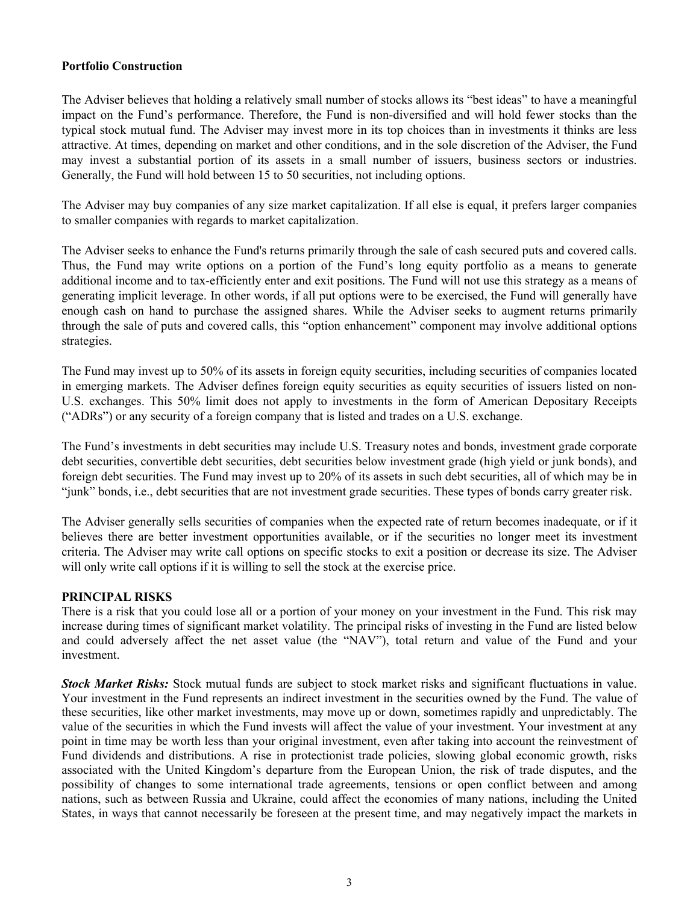**Portfolio Construction**

The Adviser believes that holding a relatively small number of stocks allows its "best ideas" to have a meaningful impact on the Fund's performance. Therefore, the Fund is non-diversified and will hold fewer stocks than the typical stock mutual fund. The Adviser may invest more in its top choices than in investments it thinks are less attractive. At times, depending on market and other conditions, and in the sole discretion of the Adviser, the Fund may invest a substantial portion of its assets in a small number of issuers, business sectors or industries. Generally, the Fund will hold between 15 to 50 securities, not including options.

The Adviser may buy companies of any size market capitalization. If all else is equal, it prefers larger companies to smaller companies with regards to market capitalization.

The Adviser seeks to enhance the Fund's returns primarily through the sale of cash secured puts and covered calls. Thus, the Fund may write options on a portion of the Fund's long equity portfolio as a means to generate additional income and to tax-efficiently enter and exit positions. The Fund will not use this strategy as a means of generating implicit leverage. In other words, if all put options were to be exercised, the Fund will generally have enough cash on hand to purchase the assigned shares. While the Adviser seeks to augment returns primarily through the sale of puts and covered calls, this "option enhancement" component may involve additional options strategies.

The Fund may invest up to 50% of its assets in foreign equity securities, including securities of companies located in emerging markets. The Adviser defines foreign equity securities as equity securities of issuers listed on non-U.S. exchanges. This 50% limit does not apply to investments in the form of American Depositary Receipts ("ADRs") or any security of a foreign company that is listed and trades on a U.S. exchange.

The Fund's investments in debt securities may include U.S. Treasury notes and bonds, investment grade corporate debt securities, convertible debt securities, debt securities below investment grade (high yield or junk bonds), and foreign debt securities. The Fund may invest up to 20% of its assets in such debt securities, all of which may be in "junk" bonds, i.e., debt securities that are not investment grade securities. These types of bonds carry greater risk.

The Adviser generally sells securities of companies when the expected rate of return becomes inadequate, or if it believes there are better investment opportunities available, or if the securities no longer meet its investment criteria. The Adviser may write call options on specific stocks to exit a position or decrease its size. The Adviser will only write call options if it is willing to sell the stock at the exercise price.

**PRINCIPAL RISKS**

There is a risk that you could lose all or a portion of your money on your investment in the Fund. This risk may increase during times of significant market volatility. The principal risks of investing in the Fund are listed below and could adversely affect the net asset value (the "NAV"), total return and value of the Fund and your investment.

***Stock Market Risks:*** Stock mutual funds are subject to stock market risks and significant fluctuations in value. Your investment in the Fund represents an indirect investment in the securities owned by the Fund. The value of these securities, like other market investments, may move up or down, sometimes rapidly and unpredictably. The value of the securities in which the Fund invests will affect the value of your investment. Your investment at any point in time may be worth less than your original investment, even after taking into account the reinvestment of Fund dividends and distributions. A rise in protectionist trade policies, slowing global economic growth, risks associated with the United Kingdom's departure from the European Union, the risk of trade disputes, and the possibility of changes to some international trade agreements, tensions or open conflict between and among nations, such as between Russia and Ukraine, could affect the economies of many nations, including the United States, in ways that cannot necessarily be foreseen at the present time, and may negatively impact the markets in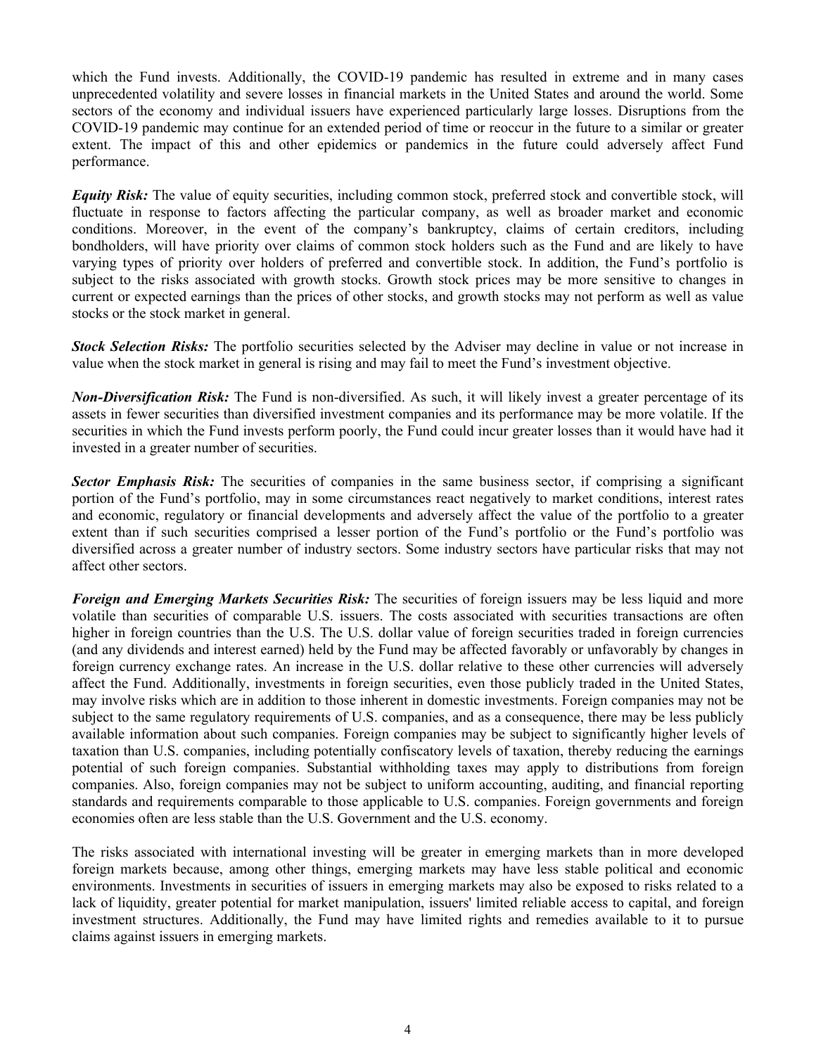which the Fund invests. Additionally, the COVID-19 pandemic has resulted in extreme and in many cases unprecedented volatility and severe losses in financial markets in the United States and around the world. Some sectors of the economy and individual issuers have experienced particularly large losses. Disruptions from the COVID-19 pandemic may continue for an extended period of time or reoccur in the future to a similar or greater extent. The impact of this and other epidemics or pandemics in the future could adversely affect Fund performance.

***Equity Risk:*** The value of equity securities, including common stock, preferred stock and convertible stock, will fluctuate in response to factors affecting the particular company, as well as broader market and economic conditions. Moreover, in the event of the company's bankruptcy, claims of certain creditors, including bondholders, will have priority over claims of common stock holders such as the Fund and are likely to have varying types of priority over holders of preferred and convertible stock. In addition, the Fund's portfolio is subject to the risks associated with growth stocks. Growth stock prices may be more sensitive to changes in current or expected earnings than the prices of other stocks, and growth stocks may not perform as well as value stocks or the stock market in general.

***Stock Selection Risks:*** The portfolio securities selected by the Adviser may decline in value or not increase in value when the stock market in general is rising and may fail to meet the Fund's investment objective.

***Non-Diversification Risk:*** The Fund is non-diversified. As such, it will likely invest a greater percentage of its assets in fewer securities than diversified investment companies and its performance may be more volatile. If the securities in which the Fund invests perform poorly, the Fund could incur greater losses than it would have had it invested in a greater number of securities.

***Sector Emphasis Risk:*** The securities of companies in the same business sector, if comprising a significant portion of the Fund's portfolio, may in some circumstances react negatively to market conditions, interest rates and economic, regulatory or financial developments and adversely affect the value of the portfolio to a greater extent than if such securities comprised a lesser portion of the Fund's portfolio or the Fund's portfolio was diversified across a greater number of industry sectors. Some industry sectors have particular risks that may not affect other sectors.

***Foreign and Emerging Markets Securities Risk:*** The securities of foreign issuers may be less liquid and more volatile than securities of comparable U.S. issuers. The costs associated with securities transactions are often higher in foreign countries than the U.S. The U.S. dollar value of foreign securities traded in foreign currencies (and any dividends and interest earned) held by the Fund may be affected favorably or unfavorably by changes in foreign currency exchange rates. An increase in the U.S. dollar relative to these other currencies will adversely affect the Fund. Additionally, investments in foreign securities, even those publicly traded in the United States, may involve risks which are in addition to those inherent in domestic investments. Foreign companies may not be subject to the same regulatory requirements of U.S. companies, and as a consequence, there may be less publicly available information about such companies. Foreign companies may be subject to significantly higher levels of taxation than U.S. companies, including potentially confiscatory levels of taxation, thereby reducing the earnings potential of such foreign companies. Substantial withholding taxes may apply to distributions from foreign companies. Also, foreign companies may not be subject to uniform accounting, auditing, and financial reporting standards and requirements comparable to those applicable to U.S. companies. Foreign governments and foreign economies often are less stable than the U.S. Government and the U.S. economy.

The risks associated with international investing will be greater in emerging markets than in more developed foreign markets because, among other things, emerging markets may have less stable political and economic environments. Investments in securities of issuers in emerging markets may also be exposed to risks related to a lack of liquidity, greater potential for market manipulation, issuers' limited reliable access to capital, and foreign investment structures. Additionally, the Fund may have limited rights and remedies available to it to pursue claims against issuers in emerging markets.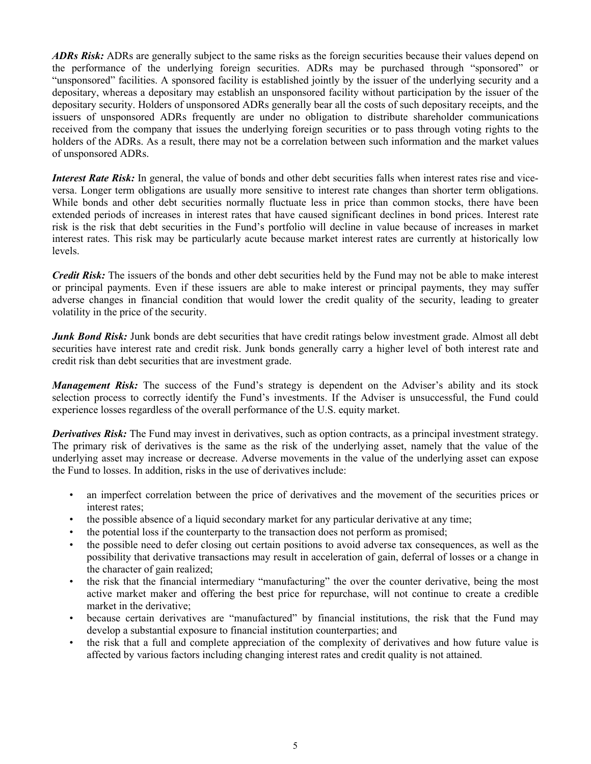***ADRs Risk:*** ADRs are generally subject to the same risks as the foreign securities because their values depend on the performance of the underlying foreign securities. ADRs may be purchased through "sponsored" or "unsponsored" facilities. A sponsored facility is established jointly by the issuer of the underlying security and a depositary, whereas a depositary may establish an unsponsored facility without participation by the issuer of the depositary security. Holders of unsponsored ADRs generally bear all the costs of such depositary receipts, and the issuers of unsponsored ADRs frequently are under no obligation to distribute shareholder communications received from the company that issues the underlying foreign securities or to pass through voting rights to the holders of the ADRs. As a result, there may not be a correlation between such information and the market values of unsponsored ADRs.

***Interest Rate Risk:*** In general, the value of bonds and other debt securities falls when interest rates rise and vice-versa. Longer term obligations are usually more sensitive to interest rate changes than shorter term obligations. While bonds and other debt securities normally fluctuate less in price than common stocks, there have been extended periods of increases in interest rates that have caused significant declines in bond prices. Interest rate risk is the risk that debt securities in the Fund's portfolio will decline in value because of increases in market interest rates. This risk may be particularly acute because market interest rates are currently at historically low levels.

***Credit Risk:*** The issuers of the bonds and other debt securities held by the Fund may not be able to make interest or principal payments. Even if these issuers are able to make interest or principal payments, they may suffer adverse changes in financial condition that would lower the credit quality of the security, leading to greater volatility in the price of the security.

***Junk Bond Risk:*** Junk bonds are debt securities that have credit ratings below investment grade. Almost all debt securities have interest rate and credit risk. Junk bonds generally carry a higher level of both interest rate and credit risk than debt securities that are investment grade.

***Management Risk:*** The success of the Fund's strategy is dependent on the Adviser's ability and its stock selection process to correctly identify the Fund's investments. If the Adviser is unsuccessful, the Fund could experience losses regardless of the overall performance of the U.S. equity market.

***Derivatives Risk:*** The Fund may invest in derivatives, such as option contracts, as a principal investment strategy. The primary risk of derivatives is the same as the risk of the underlying asset, namely that the value of the underlying asset may increase or decrease. Adverse movements in the value of the underlying asset can expose the Fund to losses. In addition, risks in the use of derivatives include:

- an imperfect correlation between the price of derivatives and the movement of the securities prices or interest rates;
- the possible absence of a liquid secondary market for any particular derivative at any time;
- the potential loss if the counterparty to the transaction does not perform as promised;
- the possible need to defer closing out certain positions to avoid adverse tax consequences, as well as the possibility that derivative transactions may result in acceleration of gain, deferral of losses or a change in the character of gain realized;
- the risk that the financial intermediary "manufacturing" the over the counter derivative, being the most active market maker and offering the best price for repurchase, will not continue to create a credible market in the derivative;
- because certain derivatives are "manufactured" by financial institutions, the risk that the Fund may develop a substantial exposure to financial institution counterparties; and
- the risk that a full and complete appreciation of the complexity of derivatives and how future value is affected by various factors including changing interest rates and credit quality is not attained.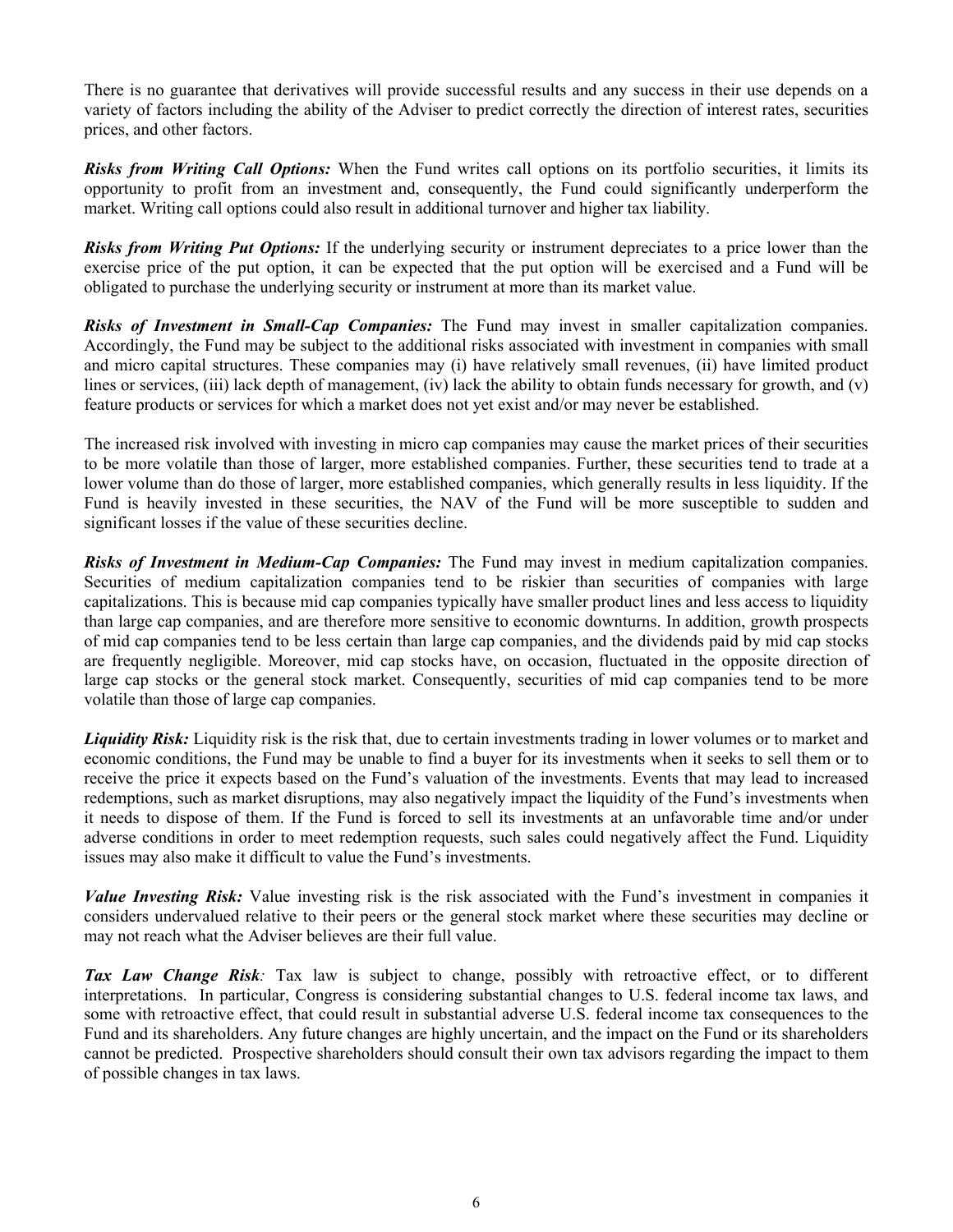There is no guarantee that derivatives will provide successful results and any success in their use depends on a variety of factors including the ability of the Adviser to predict correctly the direction of interest rates, securities prices, and other factors.

***Risks from Writing Call Options:*** When the Fund writes call options on its portfolio securities, it limits its opportunity to profit from an investment and, consequently, the Fund could significantly underperform the market. Writing call options could also result in additional turnover and higher tax liability.

***Risks from Writing Put Options:*** If the underlying security or instrument depreciates to a price lower than the exercise price of the put option, it can be expected that the put option will be exercised and a Fund will be obligated to purchase the underlying security or instrument at more than its market value.

***Risks of Investment in Small-Cap Companies:*** The Fund may invest in smaller capitalization companies. Accordingly, the Fund may be subject to the additional risks associated with investment in companies with small and micro capital structures. These companies may (i) have relatively small revenues, (ii) have limited product lines or services, (iii) lack depth of management, (iv) lack the ability to obtain funds necessary for growth, and (v) feature products or services for which a market does not yet exist and/or may never be established.

The increased risk involved with investing in micro cap companies may cause the market prices of their securities to be more volatile than those of larger, more established companies. Further, these securities tend to trade at a lower volume than do those of larger, more established companies, which generally results in less liquidity. If the Fund is heavily invested in these securities, the NAV of the Fund will be more susceptible to sudden and significant losses if the value of these securities decline.

***Risks of Investment in Medium-Cap Companies:*** The Fund may invest in medium capitalization companies. Securities of medium capitalization companies tend to be riskier than securities of companies with large capitalizations. This is because mid cap companies typically have smaller product lines and less access to liquidity than large cap companies, and are therefore more sensitive to economic downturns. In addition, growth prospects of mid cap companies tend to be less certain than large cap companies, and the dividends paid by mid cap stocks are frequently negligible. Moreover, mid cap stocks have, on occasion, fluctuated in the opposite direction of large cap stocks or the general stock market. Consequently, securities of mid cap companies tend to be more volatile than those of large cap companies.

***Liquidity Risk:*** Liquidity risk is the risk that, due to certain investments trading in lower volumes or to market and economic conditions, the Fund may be unable to find a buyer for its investments when it seeks to sell them or to receive the price it expects based on the Fund's valuation of the investments. Events that may lead to increased redemptions, such as market disruptions, may also negatively impact the liquidity of the Fund's investments when it needs to dispose of them. If the Fund is forced to sell its investments at an unfavorable time and/or under adverse conditions in order to meet redemption requests, such sales could negatively affect the Fund. Liquidity issues may also make it difficult to value the Fund's investments.

***Value Investing Risk:*** Value investing risk is the risk associated with the Fund's investment in companies it considers undervalued relative to their peers or the general stock market where these securities may decline or may not reach what the Adviser believes are their full value.

***Tax Law Change Risk****:* Tax law is subject to change, possibly with retroactive effect, or to different interpretations. In particular, Congress is considering substantial changes to U.S. federal income tax laws, and some with retroactive effect, that could result in substantial adverse U.S. federal income tax consequences to the Fund and its shareholders. Any future changes are highly uncertain, and the impact on the Fund or its shareholders cannot be predicted. Prospective shareholders should consult their own tax advisors regarding the impact to them of possible changes in tax laws.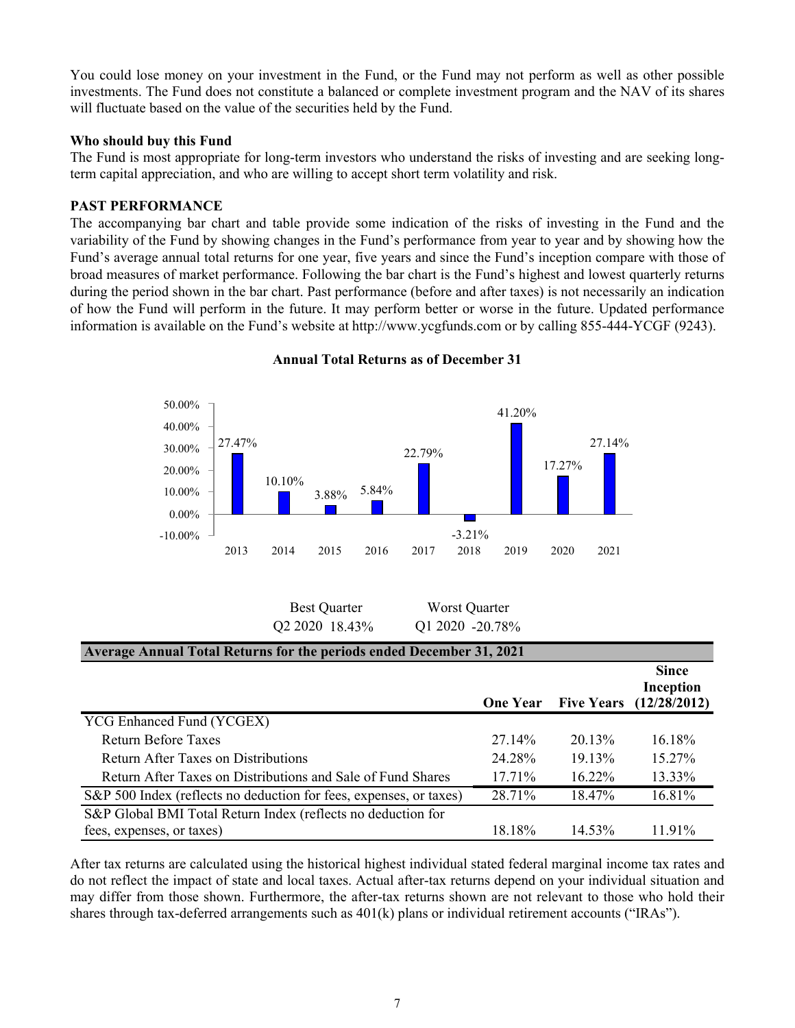You could lose money on your investment in the Fund, or the Fund may not perform as well as other possible investments. The Fund does not constitute a balanced or complete investment program and the NAV of its shares will fluctuate based on the value of the securities held by the Fund.

**Who should buy this Fund**

The Fund is most appropriate for long-term investors who understand the risks of investing and are seeking long-term capital appreciation, and who are willing to accept short term volatility and risk.

**PAST PERFORMANCE**

The accompanying bar chart and table provide some indication of the risks of investing in the Fund and the variability of the Fund by showing changes in the Fund's performance from year to year and by showing how the Fund's average annual total returns for one year, five years and since the Fund's inception compare with those of broad measures of market performance. Following the bar chart is the Fund's highest and lowest quarterly returns during the period shown in the bar chart. Past performance (before and after taxes) is not necessarily an indication of how the Fund will perform in the future. It may perform better or worse in the future. Updated performance information is available on the Fund's website at http://www.ycgfunds.com or by calling 855-444-YCGF (9243).

**Annual Total Returns as of December 31**

| Year | Return |
|---|---|
| 2013 | 27.47% |
| 2014 | 10.10% |
| 2015 | 3.88% |
| 2016 | 5.84% |
| 2017 | 22.79% |
| 2018 | -3.21% |
| 2019 | 41.20% |
| 2020 | 17.27% |
| 2021 | 27.14% |

| Best Quarter | Worst Quarter |
|---|---|
| Q2 2020 18.43% | Q1 2020 -20.78% |

| Average Annual Total Returns for the periods ended December 31, 2021 | One Year | Five Years | Since Inception (12/28/2012) |
|---|---|---|---|
| YCG Enhanced Fund (YCGEX) | | | |
| Return Before Taxes | 27.14% | 20.13% | 16.18% |
| Return After Taxes on Distributions | 24.28% | 19.13% | 15.27% |
| Return After Taxes on Distributions and Sale of Fund Shares | 17.71% | 16.22% | 13.33% |
| S&P 500 Index (reflects no deduction for fees, expenses, or taxes) | 28.71% | 18.47% | 16.81% |
| S&P Global BMI Total Return Index (reflects no deduction for fees, expenses, or taxes) | 18.18% | 14.53% | 11.91% |

After tax returns are calculated using the historical highest individual stated federal marginal income tax rates and do not reflect the impact of state and local taxes. Actual after-tax returns depend on your individual situation and may differ from those shown. Furthermore, the after-tax returns shown are not relevant to those who hold their shares through tax-deferred arrangements such as 401(k) plans or individual retirement accounts ("IRAs").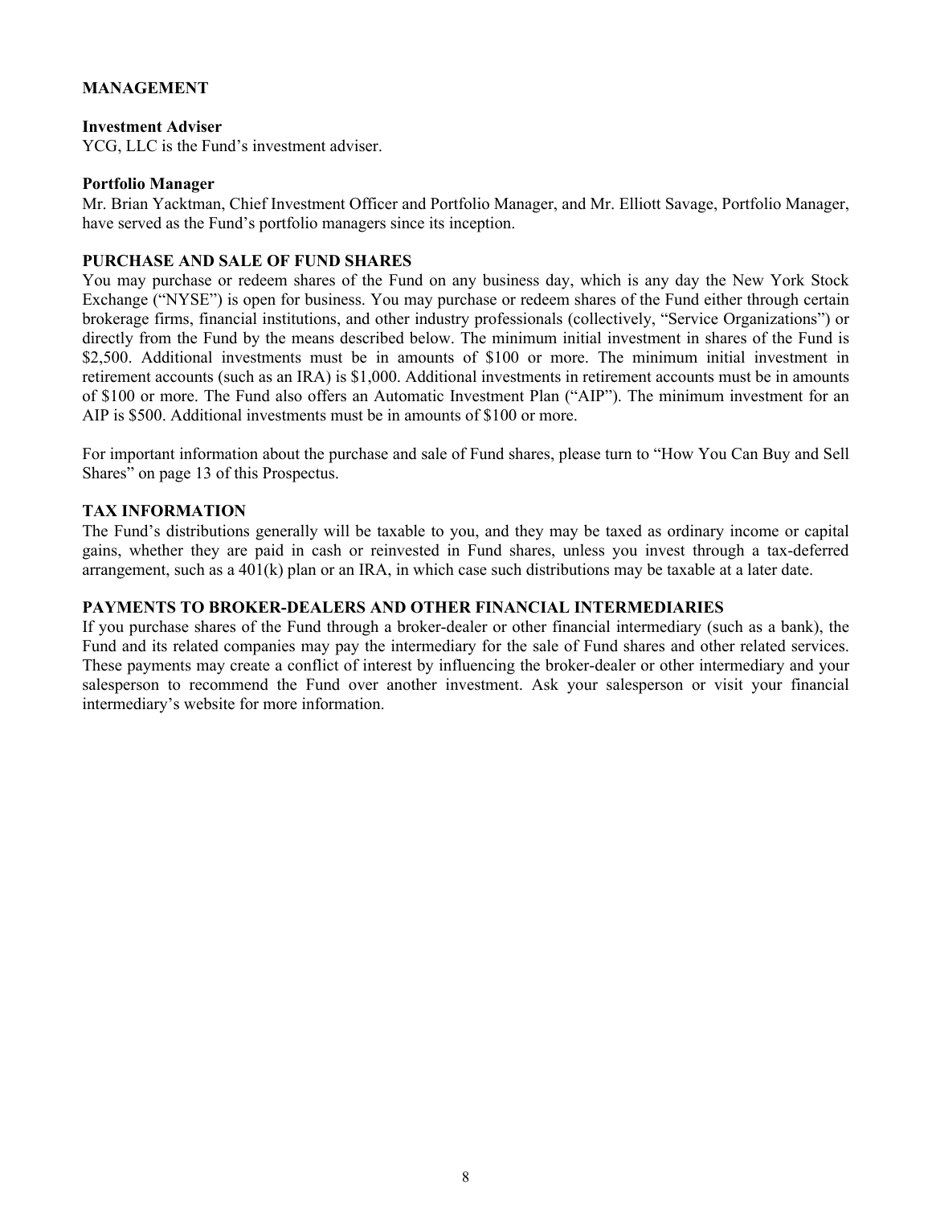## MANAGEMENT

**Investment Adviser**
YCG, LLC is the Fund's investment adviser.

**Portfolio Manager**
Mr. Brian Yacktman, Chief Investment Officer and Portfolio Manager, and Mr. Elliott Savage, Portfolio Manager, have served as the Fund's portfolio managers since its inception.

## PURCHASE AND SALE OF FUND SHARES

You may purchase or redeem shares of the Fund on any business day, which is any day the New York Stock Exchange ("NYSE") is open for business. You may purchase or redeem shares of the Fund either through certain brokerage firms, financial institutions, and other industry professionals (collectively, "Service Organizations") or directly from the Fund by the means described below. The minimum initial investment in shares of the Fund is $2,500. Additional investments must be in amounts of $100 or more. The minimum initial investment in retirement accounts (such as an IRA) is $1,000. Additional investments in retirement accounts must be in amounts of $100 or more. The Fund also offers an Automatic Investment Plan ("AIP"). The minimum investment for an AIP is $500. Additional investments must be in amounts of $100 or more.

For important information about the purchase and sale of Fund shares, please turn to "How You Can Buy and Sell Shares" on page 13 of this Prospectus.

## TAX INFORMATION

The Fund's distributions generally will be taxable to you, and they may be taxed as ordinary income or capital gains, whether they are paid in cash or reinvested in Fund shares, unless you invest through a tax-deferred arrangement, such as a 401(k) plan or an IRA, in which case such distributions may be taxable at a later date.

## PAYMENTS TO BROKER-DEALERS AND OTHER FINANCIAL INTERMEDIARIES

If you purchase shares of the Fund through a broker-dealer or other financial intermediary (such as a bank), the Fund and its related companies may pay the intermediary for the sale of Fund shares and other related services. These payments may create a conflict of interest by influencing the broker-dealer or other intermediary and your salesperson to recommend the Fund over another investment. Ask your salesperson or visit your financial intermediary's website for more information.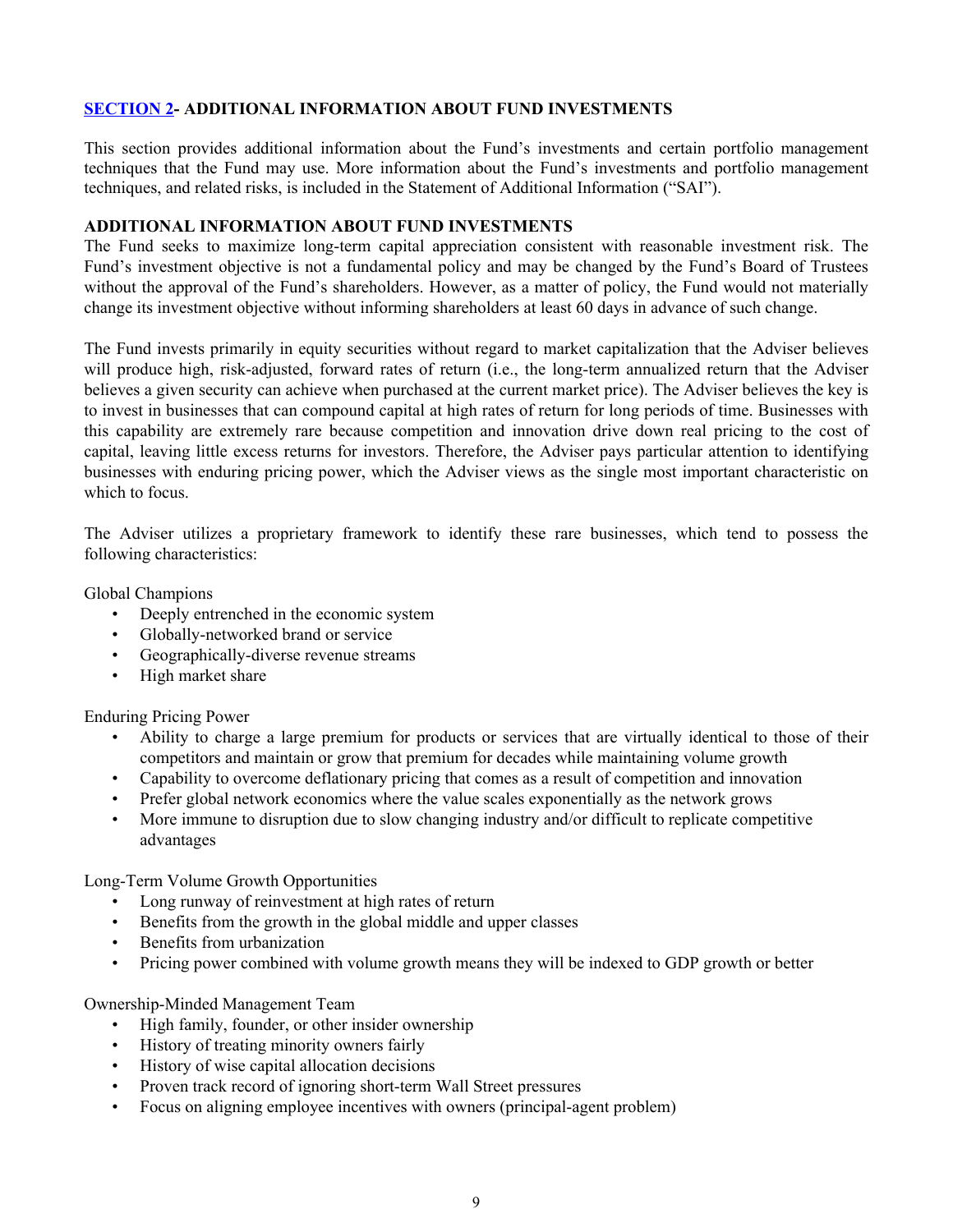## [SECTION 2](#)- ADDITIONAL INFORMATION ABOUT FUND INVESTMENTS

This section provides additional information about the Fund's investments and certain portfolio management techniques that the Fund may use. More information about the Fund's investments and portfolio management techniques, and related risks, is included in the Statement of Additional Information ("SAI").

### ADDITIONAL INFORMATION ABOUT FUND INVESTMENTS

The Fund seeks to maximize long-term capital appreciation consistent with reasonable investment risk. The Fund's investment objective is not a fundamental policy and may be changed by the Fund's Board of Trustees without the approval of the Fund's shareholders. However, as a matter of policy, the Fund would not materially change its investment objective without informing shareholders at least 60 days in advance of such change.

The Fund invests primarily in equity securities without regard to market capitalization that the Adviser believes will produce high, risk-adjusted, forward rates of return (i.e., the long-term annualized return that the Adviser believes a given security can achieve when purchased at the current market price). The Adviser believes the key is to invest in businesses that can compound capital at high rates of return for long periods of time. Businesses with this capability are extremely rare because competition and innovation drive down real pricing to the cost of capital, leaving little excess returns for investors. Therefore, the Adviser pays particular attention to identifying businesses with enduring pricing power, which the Adviser views as the single most important characteristic on which to focus.

The Adviser utilizes a proprietary framework to identify these rare businesses, which tend to possess the following characteristics:

Global Champions

- Deeply entrenched in the economic system
- Globally-networked brand or service
- Geographically-diverse revenue streams
- High market share

Enduring Pricing Power

- Ability to charge a large premium for products or services that are virtually identical to those of their competitors and maintain or grow that premium for decades while maintaining volume growth
- Capability to overcome deflationary pricing that comes as a result of competition and innovation
- Prefer global network economics where the value scales exponentially as the network grows
- More immune to disruption due to slow changing industry and/or difficult to replicate competitive advantages

Long-Term Volume Growth Opportunities

- Long runway of reinvestment at high rates of return
- Benefits from the growth in the global middle and upper classes
- Benefits from urbanization
- Pricing power combined with volume growth means they will be indexed to GDP growth or better

Ownership-Minded Management Team

- High family, founder, or other insider ownership
- History of treating minority owners fairly
- History of wise capital allocation decisions
- Proven track record of ignoring short-term Wall Street pressures
- Focus on aligning employee incentives with owners (principal-agent problem)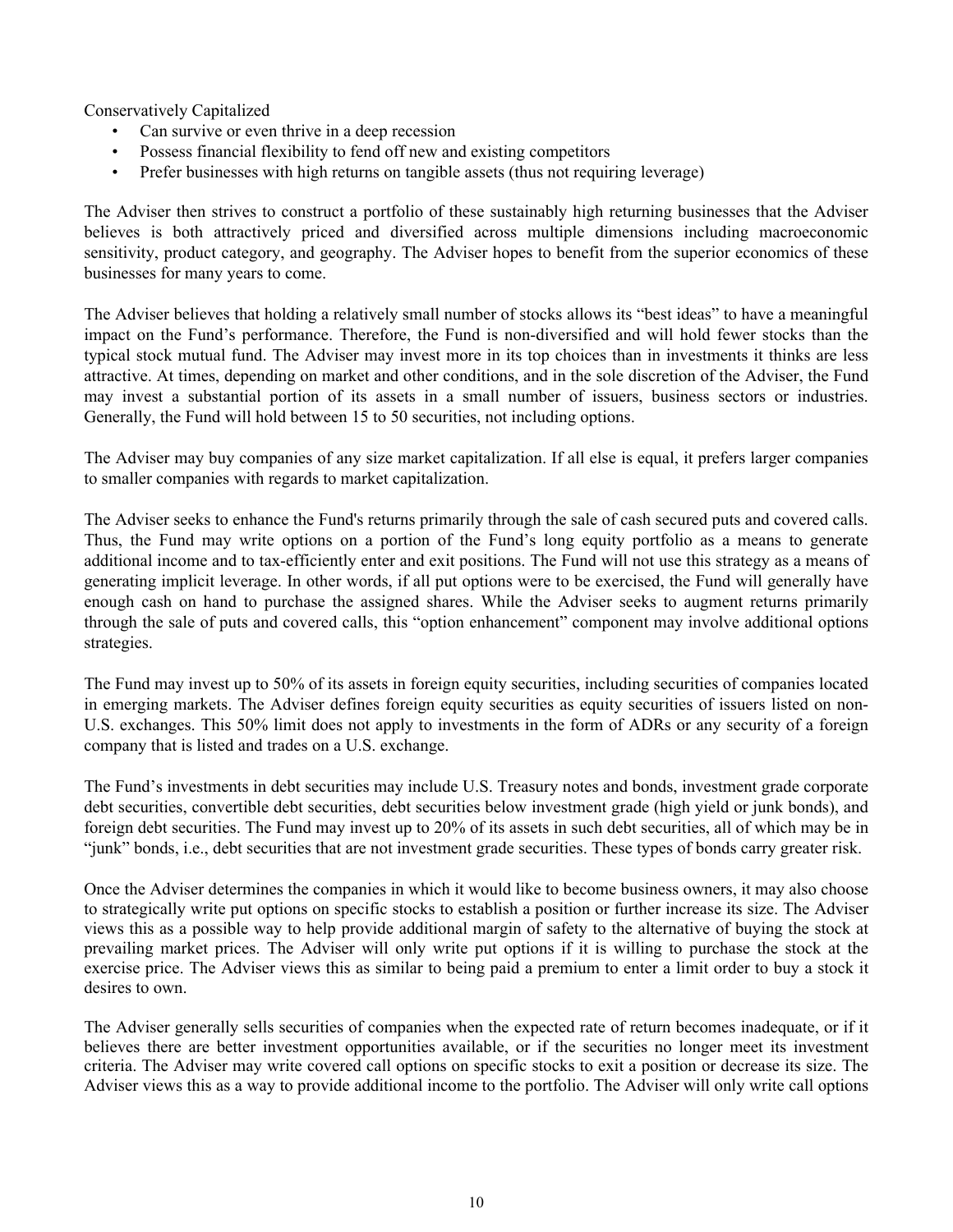Conservatively Capitalized

- Can survive or even thrive in a deep recession
- Possess financial flexibility to fend off new and existing competitors
- Prefer businesses with high returns on tangible assets (thus not requiring leverage)

The Adviser then strives to construct a portfolio of these sustainably high returning businesses that the Adviser believes is both attractively priced and diversified across multiple dimensions including macroeconomic sensitivity, product category, and geography. The Adviser hopes to benefit from the superior economics of these businesses for many years to come.

The Adviser believes that holding a relatively small number of stocks allows its "best ideas" to have a meaningful impact on the Fund's performance. Therefore, the Fund is non-diversified and will hold fewer stocks than the typical stock mutual fund. The Adviser may invest more in its top choices than in investments it thinks are less attractive. At times, depending on market and other conditions, and in the sole discretion of the Adviser, the Fund may invest a substantial portion of its assets in a small number of issuers, business sectors or industries. Generally, the Fund will hold between 15 to 50 securities, not including options.

The Adviser may buy companies of any size market capitalization. If all else is equal, it prefers larger companies to smaller companies with regards to market capitalization.

The Adviser seeks to enhance the Fund's returns primarily through the sale of cash secured puts and covered calls. Thus, the Fund may write options on a portion of the Fund's long equity portfolio as a means to generate additional income and to tax-efficiently enter and exit positions. The Fund will not use this strategy as a means of generating implicit leverage. In other words, if all put options were to be exercised, the Fund will generally have enough cash on hand to purchase the assigned shares. While the Adviser seeks to augment returns primarily through the sale of puts and covered calls, this "option enhancement" component may involve additional options strategies.

The Fund may invest up to 50% of its assets in foreign equity securities, including securities of companies located in emerging markets. The Adviser defines foreign equity securities as equity securities of issuers listed on non-U.S. exchanges. This 50% limit does not apply to investments in the form of ADRs or any security of a foreign company that is listed and trades on a U.S. exchange.

The Fund's investments in debt securities may include U.S. Treasury notes and bonds, investment grade corporate debt securities, convertible debt securities, debt securities below investment grade (high yield or junk bonds), and foreign debt securities. The Fund may invest up to 20% of its assets in such debt securities, all of which may be in "junk" bonds, i.e., debt securities that are not investment grade securities. These types of bonds carry greater risk.

Once the Adviser determines the companies in which it would like to become business owners, it may also choose to strategically write put options on specific stocks to establish a position or further increase its size. The Adviser views this as a possible way to help provide additional margin of safety to the alternative of buying the stock at prevailing market prices. The Adviser will only write put options if it is willing to purchase the stock at the exercise price. The Adviser views this as similar to being paid a premium to enter a limit order to buy a stock it desires to own.

The Adviser generally sells securities of companies when the expected rate of return becomes inadequate, or if it believes there are better investment opportunities available, or if the securities no longer meet its investment criteria. The Adviser may write covered call options on specific stocks to exit a position or decrease its size. The Adviser views this as a way to provide additional income to the portfolio. The Adviser will only write call options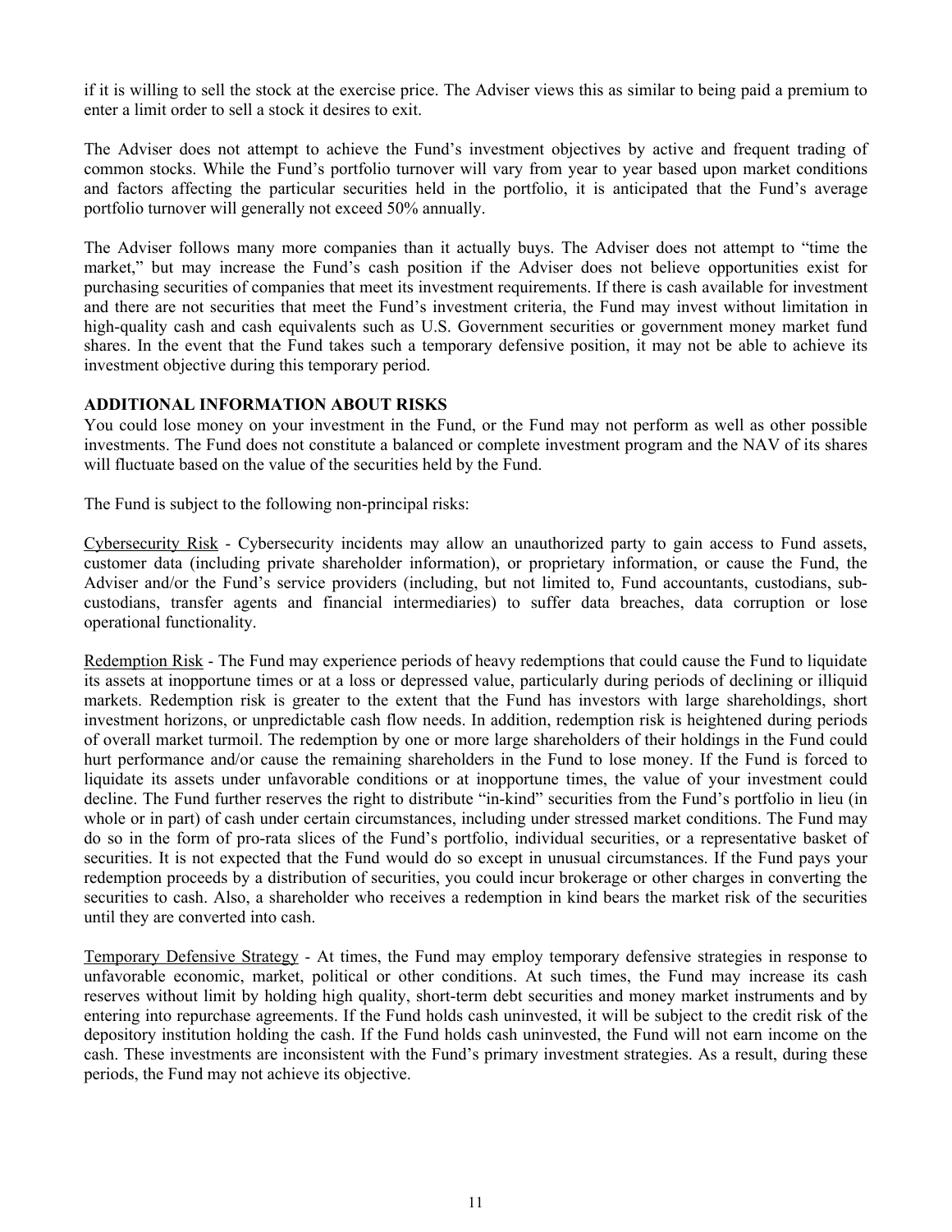if it is willing to sell the stock at the exercise price. The Adviser views this as similar to being paid a premium to enter a limit order to sell a stock it desires to exit.

The Adviser does not attempt to achieve the Fund's investment objectives by active and frequent trading of common stocks. While the Fund's portfolio turnover will vary from year to year based upon market conditions and factors affecting the particular securities held in the portfolio, it is anticipated that the Fund's average portfolio turnover will generally not exceed 50% annually.

The Adviser follows many more companies than it actually buys. The Adviser does not attempt to "time the market," but may increase the Fund's cash position if the Adviser does not believe opportunities exist for purchasing securities of companies that meet its investment requirements. If there is cash available for investment and there are not securities that meet the Fund's investment criteria, the Fund may invest without limitation in high-quality cash and cash equivalents such as U.S. Government securities or government money market fund shares. In the event that the Fund takes such a temporary defensive position, it may not be able to achieve its investment objective during this temporary period.

## ADDITIONAL INFORMATION ABOUT RISKS

You could lose money on your investment in the Fund, or the Fund may not perform as well as other possible investments. The Fund does not constitute a balanced or complete investment program and the NAV of its shares will fluctuate based on the value of the securities held by the Fund.

The Fund is subject to the following non-principal risks:

Cybersecurity Risk - Cybersecurity incidents may allow an unauthorized party to gain access to Fund assets, customer data (including private shareholder information), or proprietary information, or cause the Fund, the Adviser and/or the Fund's service providers (including, but not limited to, Fund accountants, custodians, sub-custodians, transfer agents and financial intermediaries) to suffer data breaches, data corruption or lose operational functionality.

Redemption Risk - The Fund may experience periods of heavy redemptions that could cause the Fund to liquidate its assets at inopportune times or at a loss or depressed value, particularly during periods of declining or illiquid markets. Redemption risk is greater to the extent that the Fund has investors with large shareholdings, short investment horizons, or unpredictable cash flow needs. In addition, redemption risk is heightened during periods of overall market turmoil. The redemption by one or more large shareholders of their holdings in the Fund could hurt performance and/or cause the remaining shareholders in the Fund to lose money. If the Fund is forced to liquidate its assets under unfavorable conditions or at inopportune times, the value of your investment could decline. The Fund further reserves the right to distribute "in-kind" securities from the Fund's portfolio in lieu (in whole or in part) of cash under certain circumstances, including under stressed market conditions. The Fund may do so in the form of pro-rata slices of the Fund's portfolio, individual securities, or a representative basket of securities. It is not expected that the Fund would do so except in unusual circumstances. If the Fund pays your redemption proceeds by a distribution of securities, you could incur brokerage or other charges in converting the securities to cash. Also, a shareholder who receives a redemption in kind bears the market risk of the securities until they are converted into cash.

Temporary Defensive Strategy - At times, the Fund may employ temporary defensive strategies in response to unfavorable economic, market, political or other conditions. At such times, the Fund may increase its cash reserves without limit by holding high quality, short-term debt securities and money market instruments and by entering into repurchase agreements. If the Fund holds cash uninvested, it will be subject to the credit risk of the depository institution holding the cash. If the Fund holds cash uninvested, the Fund will not earn income on the cash. These investments are inconsistent with the Fund's primary investment strategies. As a result, during these periods, the Fund may not achieve its objective.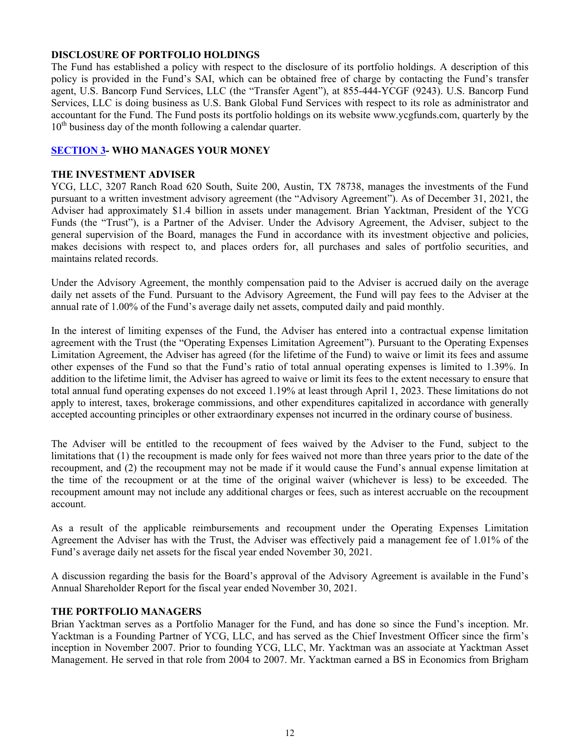### DISCLOSURE OF PORTFOLIO HOLDINGS

The Fund has established a policy with respect to the disclosure of its portfolio holdings. A description of this policy is provided in the Fund's SAI, which can be obtained free of charge by contacting the Fund's transfer agent, U.S. Bancorp Fund Services, LLC (the "Transfer Agent"), at 855-444-YCGF (9243). U.S. Bancorp Fund Services, LLC is doing business as U.S. Bank Global Fund Services with respect to its role as administrator and accountant for the Fund. The Fund posts its portfolio holdings on its website www.ycgfunds.com, quarterly by the 10th business day of the month following a calendar quarter.

## SECTION 3- WHO MANAGES YOUR MONEY

### THE INVESTMENT ADVISER

YCG, LLC, 3207 Ranch Road 620 South, Suite 200, Austin, TX 78738, manages the investments of the Fund pursuant to a written investment advisory agreement (the "Advisory Agreement"). As of December 31, 2021, the Adviser had approximately $1.4 billion in assets under management. Brian Yacktman, President of the YCG Funds (the "Trust"), is a Partner of the Adviser. Under the Advisory Agreement, the Adviser, subject to the general supervision of the Board, manages the Fund in accordance with its investment objective and policies, makes decisions with respect to, and places orders for, all purchases and sales of portfolio securities, and maintains related records.

Under the Advisory Agreement, the monthly compensation paid to the Adviser is accrued daily on the average daily net assets of the Fund. Pursuant to the Advisory Agreement, the Fund will pay fees to the Adviser at the annual rate of 1.00% of the Fund's average daily net assets, computed daily and paid monthly.

In the interest of limiting expenses of the Fund, the Adviser has entered into a contractual expense limitation agreement with the Trust (the "Operating Expenses Limitation Agreement"). Pursuant to the Operating Expenses Limitation Agreement, the Adviser has agreed (for the lifetime of the Fund) to waive or limit its fees and assume other expenses of the Fund so that the Fund's ratio of total annual operating expenses is limited to 1.39%. In addition to the lifetime limit, the Adviser has agreed to waive or limit its fees to the extent necessary to ensure that total annual fund operating expenses do not exceed 1.19% at least through April 1, 2023. These limitations do not apply to interest, taxes, brokerage commissions, and other expenditures capitalized in accordance with generally accepted accounting principles or other extraordinary expenses not incurred in the ordinary course of business.

The Adviser will be entitled to the recoupment of fees waived by the Adviser to the Fund, subject to the limitations that (1) the recoupment is made only for fees waived not more than three years prior to the date of the recoupment, and (2) the recoupment may not be made if it would cause the Fund's annual expense limitation at the time of the recoupment or at the time of the original waiver (whichever is less) to be exceeded. The recoupment amount may not include any additional charges or fees, such as interest accruable on the recoupment account.

As a result of the applicable reimbursements and recoupment under the Operating Expenses Limitation Agreement the Adviser has with the Trust, the Adviser was effectively paid a management fee of 1.01% of the Fund's average daily net assets for the fiscal year ended November 30, 2021.

A discussion regarding the basis for the Board's approval of the Advisory Agreement is available in the Fund's Annual Shareholder Report for the fiscal year ended November 30, 2021.

### THE PORTFOLIO MANAGERS

Brian Yacktman serves as a Portfolio Manager for the Fund, and has done so since the Fund's inception. Mr. Yacktman is a Founding Partner of YCG, LLC, and has served as the Chief Investment Officer since the firm's inception in November 2007. Prior to founding YCG, LLC, Mr. Yacktman was an associate at Yacktman Asset Management. He served in that role from 2004 to 2007. Mr. Yacktman earned a BS in Economics from Brigham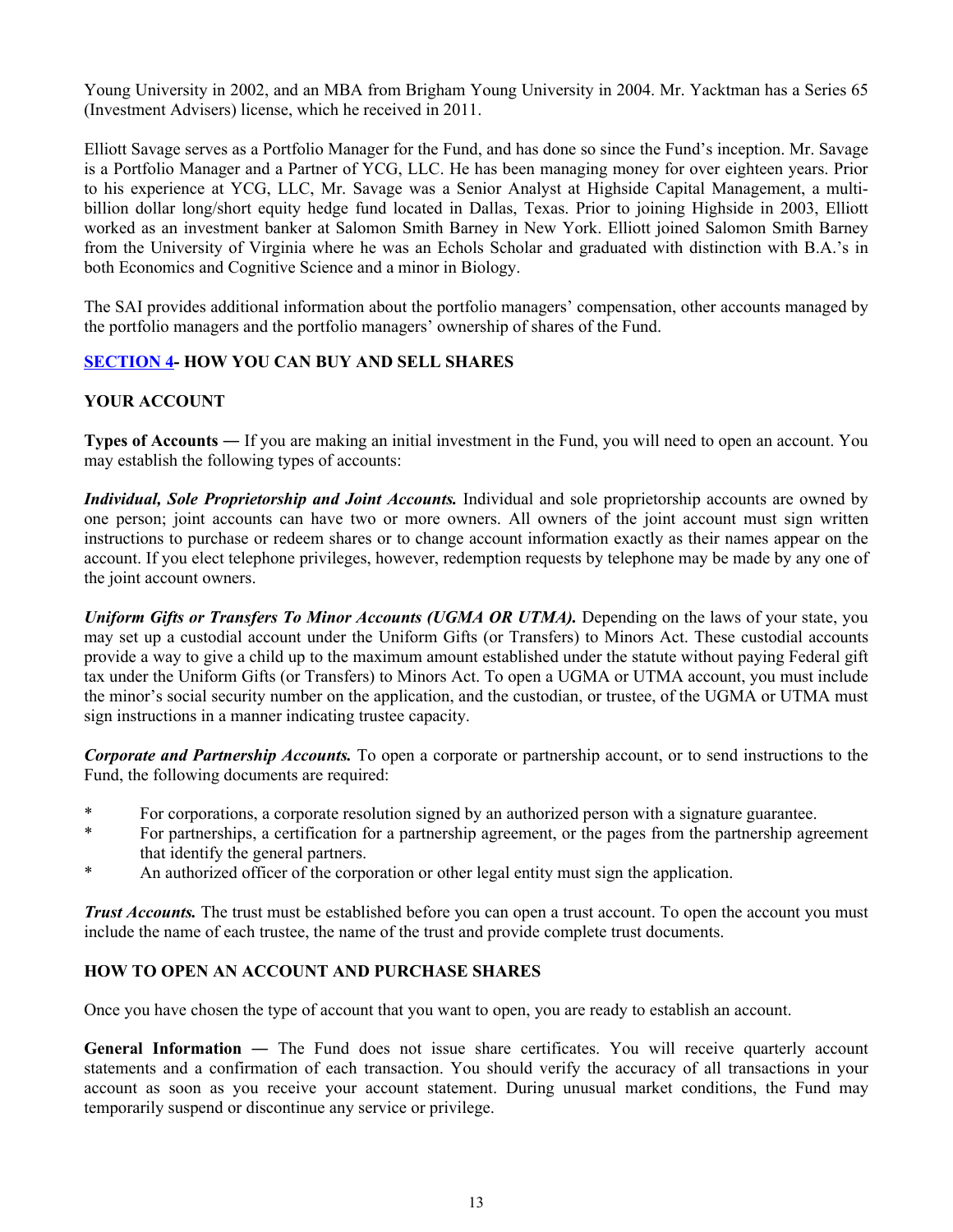Young University in 2002, and an MBA from Brigham Young University in 2004. Mr. Yacktman has a Series 65 (Investment Advisers) license, which he received in 2011.

Elliott Savage serves as a Portfolio Manager for the Fund, and has done so since the Fund's inception. Mr. Savage is a Portfolio Manager and a Partner of YCG, LLC. He has been managing money for over eighteen years. Prior to his experience at YCG, LLC, Mr. Savage was a Senior Analyst at Highside Capital Management, a multi-billion dollar long/short equity hedge fund located in Dallas, Texas. Prior to joining Highside in 2003, Elliott worked as an investment banker at Salomon Smith Barney in New York. Elliott joined Salomon Smith Barney from the University of Virginia where he was an Echols Scholar and graduated with distinction with B.A.'s in both Economics and Cognitive Science and a minor in Biology.

The SAI provides additional information about the portfolio managers' compensation, other accounts managed by the portfolio managers and the portfolio managers' ownership of shares of the Fund.

## SECTION 4- HOW YOU CAN BUY AND SELL SHARES

### YOUR ACCOUNT

**Types of Accounts —** If you are making an initial investment in the Fund, you will need to open an account. You may establish the following types of accounts:

***Individual, Sole Proprietorship and Joint Accounts.*** Individual and sole proprietorship accounts are owned by one person; joint accounts can have two or more owners. All owners of the joint account must sign written instructions to purchase or redeem shares or to change account information exactly as their names appear on the account. If you elect telephone privileges, however, redemption requests by telephone may be made by any one of the joint account owners.

***Uniform Gifts or Transfers To Minor Accounts (UGMA OR UTMA).*** Depending on the laws of your state, you may set up a custodial account under the Uniform Gifts (or Transfers) to Minors Act. These custodial accounts provide a way to give a child up to the maximum amount established under the statute without paying Federal gift tax under the Uniform Gifts (or Transfers) to Minors Act. To open a UGMA or UTMA account, you must include the minor's social security number on the application, and the custodian, or trustee, of the UGMA or UTMA must sign instructions in a manner indicating trustee capacity.

***Corporate and Partnership Accounts.*** To open a corporate or partnership account, or to send instructions to the Fund, the following documents are required:

* For corporations, a corporate resolution signed by an authorized person with a signature guarantee.
* For partnerships, a certification for a partnership agreement, or the pages from the partnership agreement that identify the general partners.
* An authorized officer of the corporation or other legal entity must sign the application.

***Trust Accounts.*** The trust must be established before you can open a trust account. To open the account you must include the name of each trustee, the name of the trust and provide complete trust documents.

### HOW TO OPEN AN ACCOUNT AND PURCHASE SHARES

Once you have chosen the type of account that you want to open, you are ready to establish an account.

**General Information —** The Fund does not issue share certificates. You will receive quarterly account statements and a confirmation of each transaction. You should verify the accuracy of all transactions in your account as soon as you receive your account statement. During unusual market conditions, the Fund may temporarily suspend or discontinue any service or privilege.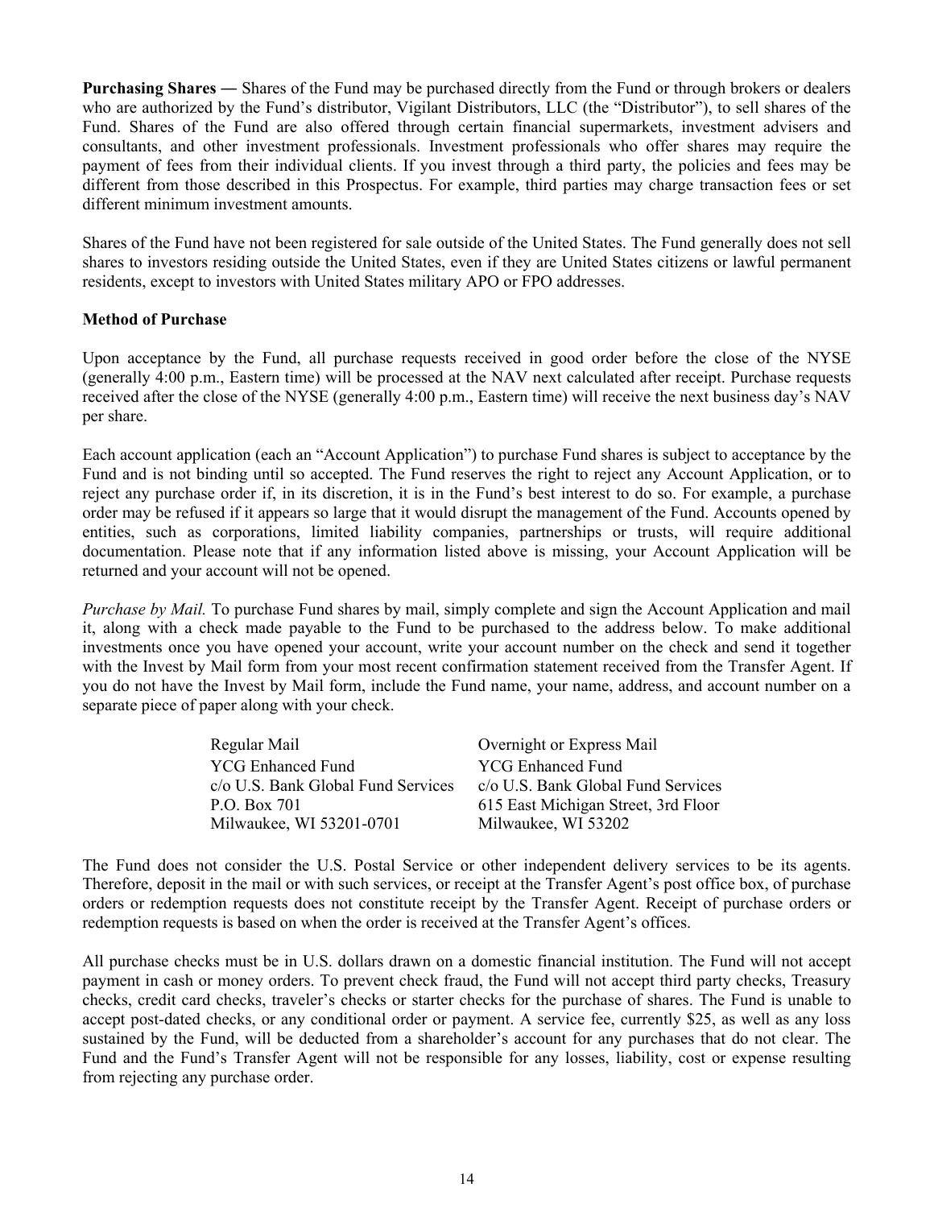**Purchasing Shares —** Shares of the Fund may be purchased directly from the Fund or through brokers or dealers who are authorized by the Fund's distributor, Vigilant Distributors, LLC (the "Distributor"), to sell shares of the Fund. Shares of the Fund are also offered through certain financial supermarkets, investment advisers and consultants, and other investment professionals. Investment professionals who offer shares may require the payment of fees from their individual clients. If you invest through a third party, the policies and fees may be different from those described in this Prospectus. For example, third parties may charge transaction fees or set different minimum investment amounts.

Shares of the Fund have not been registered for sale outside of the United States. The Fund generally does not sell shares to investors residing outside the United States, even if they are United States citizens or lawful permanent residents, except to investors with United States military APO or FPO addresses.

**Method of Purchase**

Upon acceptance by the Fund, all purchase requests received in good order before the close of the NYSE (generally 4:00 p.m., Eastern time) will be processed at the NAV next calculated after receipt. Purchase requests received after the close of the NYSE (generally 4:00 p.m., Eastern time) will receive the next business day's NAV per share.

Each account application (each an "Account Application") to purchase Fund shares is subject to acceptance by the Fund and is not binding until so accepted. The Fund reserves the right to reject any Account Application, or to reject any purchase order if, in its discretion, it is in the Fund's best interest to do so. For example, a purchase order may be refused if it appears so large that it would disrupt the management of the Fund. Accounts opened by entities, such as corporations, limited liability companies, partnerships or trusts, will require additional documentation. Please note that if any information listed above is missing, your Account Application will be returned and your account will not be opened.

*Purchase by Mail.* To purchase Fund shares by mail, simply complete and sign the Account Application and mail it, along with a check made payable to the Fund to be purchased to the address below. To make additional investments once you have opened your account, write your account number on the check and send it together with the Invest by Mail form from your most recent confirmation statement received from the Transfer Agent. If you do not have the Invest by Mail form, include the Fund name, your name, address, and account number on a separate piece of paper along with your check.

| Regular Mail | Overnight or Express Mail |
|---|---|
| YCG Enhanced Fund<br>c/o U.S. Bank Global Fund Services<br>P.O. Box 701<br>Milwaukee, WI 53201-0701 | YCG Enhanced Fund<br>c/o U.S. Bank Global Fund Services<br>615 East Michigan Street, 3rd Floor<br>Milwaukee, WI 53202 |

The Fund does not consider the U.S. Postal Service or other independent delivery services to be its agents. Therefore, deposit in the mail or with such services, or receipt at the Transfer Agent's post office box, of purchase orders or redemption requests does not constitute receipt by the Transfer Agent. Receipt of purchase orders or redemption requests is based on when the order is received at the Transfer Agent's offices.

All purchase checks must be in U.S. dollars drawn on a domestic financial institution. The Fund will not accept payment in cash or money orders. To prevent check fraud, the Fund will not accept third party checks, Treasury checks, credit card checks, traveler's checks or starter checks for the purchase of shares. The Fund is unable to accept post-dated checks, or any conditional order or payment. A service fee, currently $25, as well as any loss sustained by the Fund, will be deducted from a shareholder's account for any purchases that do not clear. The Fund and the Fund's Transfer Agent will not be responsible for any losses, liability, cost or expense resulting from rejecting any purchase order.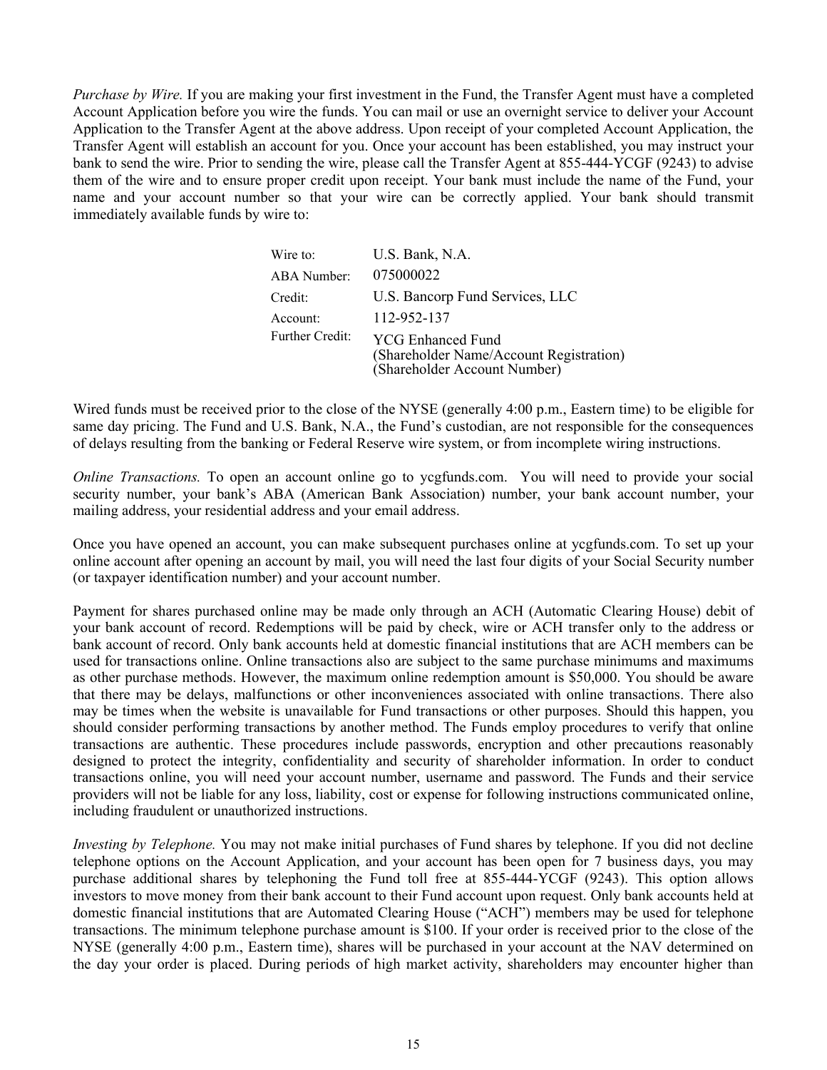*Purchase by Wire.* If you are making your first investment in the Fund, the Transfer Agent must have a completed Account Application before you wire the funds. You can mail or use an overnight service to deliver your Account Application to the Transfer Agent at the above address. Upon receipt of your completed Account Application, the Transfer Agent will establish an account for you. Once your account has been established, you may instruct your bank to send the wire. Prior to sending the wire, please call the Transfer Agent at 855-444-YCGF (9243) to advise them of the wire and to ensure proper credit upon receipt. Your bank must include the name of the Fund, your name and your account number so that your wire can be correctly applied. Your bank should transmit immediately available funds by wire to:

| | |
|---|---|
| Wire to: | U.S. Bank, N.A. |
| ABA Number: | 075000022 |
| Credit: | U.S. Bancorp Fund Services, LLC |
| Account: | 112-952-137 |
| Further Credit: | YCG Enhanced Fund<br>(Shareholder Name/Account Registration)<br>(Shareholder Account Number) |

Wired funds must be received prior to the close of the NYSE (generally 4:00 p.m., Eastern time) to be eligible for same day pricing. The Fund and U.S. Bank, N.A., the Fund's custodian, are not responsible for the consequences of delays resulting from the banking or Federal Reserve wire system, or from incomplete wiring instructions.

*Online Transactions.* To open an account online go to ycgfunds.com. You will need to provide your social security number, your bank's ABA (American Bank Association) number, your bank account number, your mailing address, your residential address and your email address.

Once you have opened an account, you can make subsequent purchases online at ycgfunds.com. To set up your online account after opening an account by mail, you will need the last four digits of your Social Security number (or taxpayer identification number) and your account number.

Payment for shares purchased online may be made only through an ACH (Automatic Clearing House) debit of your bank account of record. Redemptions will be paid by check, wire or ACH transfer only to the address or bank account of record. Only bank accounts held at domestic financial institutions that are ACH members can be used for transactions online. Online transactions also are subject to the same purchase minimums and maximums as other purchase methods. However, the maximum online redemption amount is $50,000. You should be aware that there may be delays, malfunctions or other inconveniences associated with online transactions. There also may be times when the website is unavailable for Fund transactions or other purposes. Should this happen, you should consider performing transactions by another method. The Funds employ procedures to verify that online transactions are authentic. These procedures include passwords, encryption and other precautions reasonably designed to protect the integrity, confidentiality and security of shareholder information. In order to conduct transactions online, you will need your account number, username and password. The Funds and their service providers will not be liable for any loss, liability, cost or expense for following instructions communicated online, including fraudulent or unauthorized instructions.

*Investing by Telephone.* You may not make initial purchases of Fund shares by telephone. If you did not decline telephone options on the Account Application, and your account has been open for 7 business days, you may purchase additional shares by telephoning the Fund toll free at 855-444-YCGF (9243). This option allows investors to move money from their bank account to their Fund account upon request. Only bank accounts held at domestic financial institutions that are Automated Clearing House ("ACH") members may be used for telephone transactions. The minimum telephone purchase amount is $100. If your order is received prior to the close of the NYSE (generally 4:00 p.m., Eastern time), shares will be purchased in your account at the NAV determined on the day your order is placed. During periods of high market activity, shareholders may encounter higher than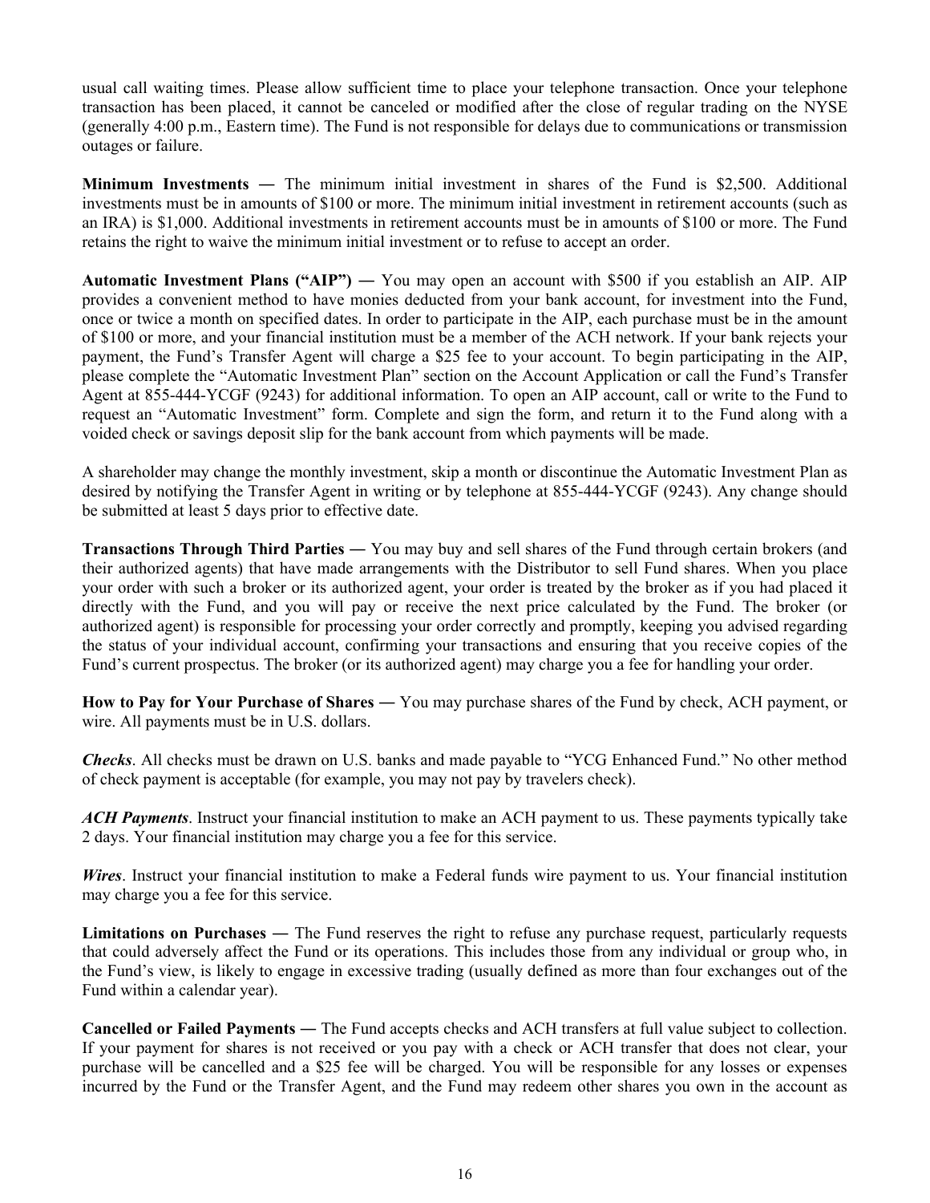usual call waiting times. Please allow sufficient time to place your telephone transaction. Once your telephone transaction has been placed, it cannot be canceled or modified after the close of regular trading on the NYSE (generally 4:00 p.m., Eastern time). The Fund is not responsible for delays due to communications or transmission outages or failure.

**Minimum Investments ―** The minimum initial investment in shares of the Fund is $2,500. Additional investments must be in amounts of $100 or more. The minimum initial investment in retirement accounts (such as an IRA) is $1,000. Additional investments in retirement accounts must be in amounts of $100 or more. The Fund retains the right to waive the minimum initial investment or to refuse to accept an order.

**Automatic Investment Plans ("AIP") ―** You may open an account with $500 if you establish an AIP. AIP provides a convenient method to have monies deducted from your bank account, for investment into the Fund, once or twice a month on specified dates. In order to participate in the AIP, each purchase must be in the amount of $100 or more, and your financial institution must be a member of the ACH network. If your bank rejects your payment, the Fund's Transfer Agent will charge a $25 fee to your account. To begin participating in the AIP, please complete the "Automatic Investment Plan" section on the Account Application or call the Fund's Transfer Agent at 855-444-YCGF (9243) for additional information. To open an AIP account, call or write to the Fund to request an "Automatic Investment" form. Complete and sign the form, and return it to the Fund along with a voided check or savings deposit slip for the bank account from which payments will be made.

A shareholder may change the monthly investment, skip a month or discontinue the Automatic Investment Plan as desired by notifying the Transfer Agent in writing or by telephone at 855-444-YCGF (9243). Any change should be submitted at least 5 days prior to effective date.

**Transactions Through Third Parties ―** You may buy and sell shares of the Fund through certain brokers (and their authorized agents) that have made arrangements with the Distributor to sell Fund shares. When you place your order with such a broker or its authorized agent, your order is treated by the broker as if you had placed it directly with the Fund, and you will pay or receive the next price calculated by the Fund. The broker (or authorized agent) is responsible for processing your order correctly and promptly, keeping you advised regarding the status of your individual account, confirming your transactions and ensuring that you receive copies of the Fund's current prospectus. The broker (or its authorized agent) may charge you a fee for handling your order.

**How to Pay for Your Purchase of Shares ―** You may purchase shares of the Fund by check, ACH payment, or wire. All payments must be in U.S. dollars.

***Checks***. All checks must be drawn on U.S. banks and made payable to "YCG Enhanced Fund." No other method of check payment is acceptable (for example, you may not pay by travelers check).

***ACH Payments***. Instruct your financial institution to make an ACH payment to us. These payments typically take 2 days. Your financial institution may charge you a fee for this service.

***Wires***. Instruct your financial institution to make a Federal funds wire payment to us. Your financial institution may charge you a fee for this service.

**Limitations on Purchases ―** The Fund reserves the right to refuse any purchase request, particularly requests that could adversely affect the Fund or its operations. This includes those from any individual or group who, in the Fund's view, is likely to engage in excessive trading (usually defined as more than four exchanges out of the Fund within a calendar year).

**Cancelled or Failed Payments ―** The Fund accepts checks and ACH transfers at full value subject to collection. If your payment for shares is not received or you pay with a check or ACH transfer that does not clear, your purchase will be cancelled and a $25 fee will be charged. You will be responsible for any losses or expenses incurred by the Fund or the Transfer Agent, and the Fund may redeem other shares you own in the account as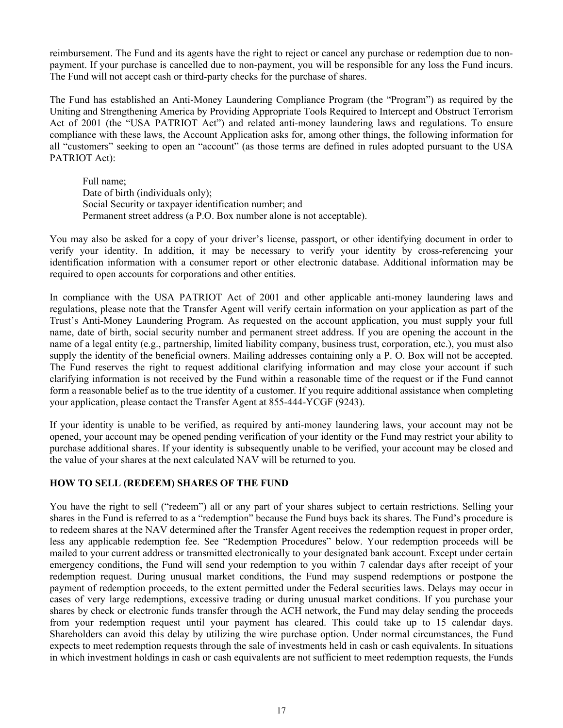reimbursement. The Fund and its agents have the right to reject or cancel any purchase or redemption due to non-payment. If your purchase is cancelled due to non-payment, you will be responsible for any loss the Fund incurs. The Fund will not accept cash or third-party checks for the purchase of shares.

The Fund has established an Anti-Money Laundering Compliance Program (the "Program") as required by the Uniting and Strengthening America by Providing Appropriate Tools Required to Intercept and Obstruct Terrorism Act of 2001 (the "USA PATRIOT Act") and related anti-money laundering laws and regulations. To ensure compliance with these laws, the Account Application asks for, among other things, the following information for all "customers" seeking to open an "account" (as those terms are defined in rules adopted pursuant to the USA PATRIOT Act):

Full name;
Date of birth (individuals only);
Social Security or taxpayer identification number; and
Permanent street address (a P.O. Box number alone is not acceptable).

You may also be asked for a copy of your driver's license, passport, or other identifying document in order to verify your identity. In addition, it may be necessary to verify your identity by cross-referencing your identification information with a consumer report or other electronic database. Additional information may be required to open accounts for corporations and other entities.

In compliance with the USA PATRIOT Act of 2001 and other applicable anti-money laundering laws and regulations, please note that the Transfer Agent will verify certain information on your application as part of the Trust's Anti-Money Laundering Program. As requested on the account application, you must supply your full name, date of birth, social security number and permanent street address. If you are opening the account in the name of a legal entity (e.g., partnership, limited liability company, business trust, corporation, etc.), you must also supply the identity of the beneficial owners. Mailing addresses containing only a P. O. Box will not be accepted. The Fund reserves the right to request additional clarifying information and may close your account if such clarifying information is not received by the Fund within a reasonable time of the request or if the Fund cannot form a reasonable belief as to the true identity of a customer. If you require additional assistance when completing your application, please contact the Transfer Agent at 855-444-YCGF (9243).

If your identity is unable to be verified, as required by anti-money laundering laws, your account may not be opened, your account may be opened pending verification of your identity or the Fund may restrict your ability to purchase additional shares. If your identity is subsequently unable to be verified, your account may be closed and the value of your shares at the next calculated NAV will be returned to you.

**HOW TO SELL (REDEEM) SHARES OF THE FUND**

You have the right to sell ("redeem") all or any part of your shares subject to certain restrictions. Selling your shares in the Fund is referred to as a "redemption" because the Fund buys back its shares. The Fund's procedure is to redeem shares at the NAV determined after the Transfer Agent receives the redemption request in proper order, less any applicable redemption fee. See "Redemption Procedures" below. Your redemption proceeds will be mailed to your current address or transmitted electronically to your designated bank account. Except under certain emergency conditions, the Fund will send your redemption to you within 7 calendar days after receipt of your redemption request. During unusual market conditions, the Fund may suspend redemptions or postpone the payment of redemption proceeds, to the extent permitted under the Federal securities laws. Delays may occur in cases of very large redemptions, excessive trading or during unusual market conditions. If you purchase your shares by check or electronic funds transfer through the ACH network, the Fund may delay sending the proceeds from your redemption request until your payment has cleared. This could take up to 15 calendar days. Shareholders can avoid this delay by utilizing the wire purchase option. Under normal circumstances, the Fund expects to meet redemption requests through the sale of investments held in cash or cash equivalents. In situations in which investment holdings in cash or cash equivalents are not sufficient to meet redemption requests, the Funds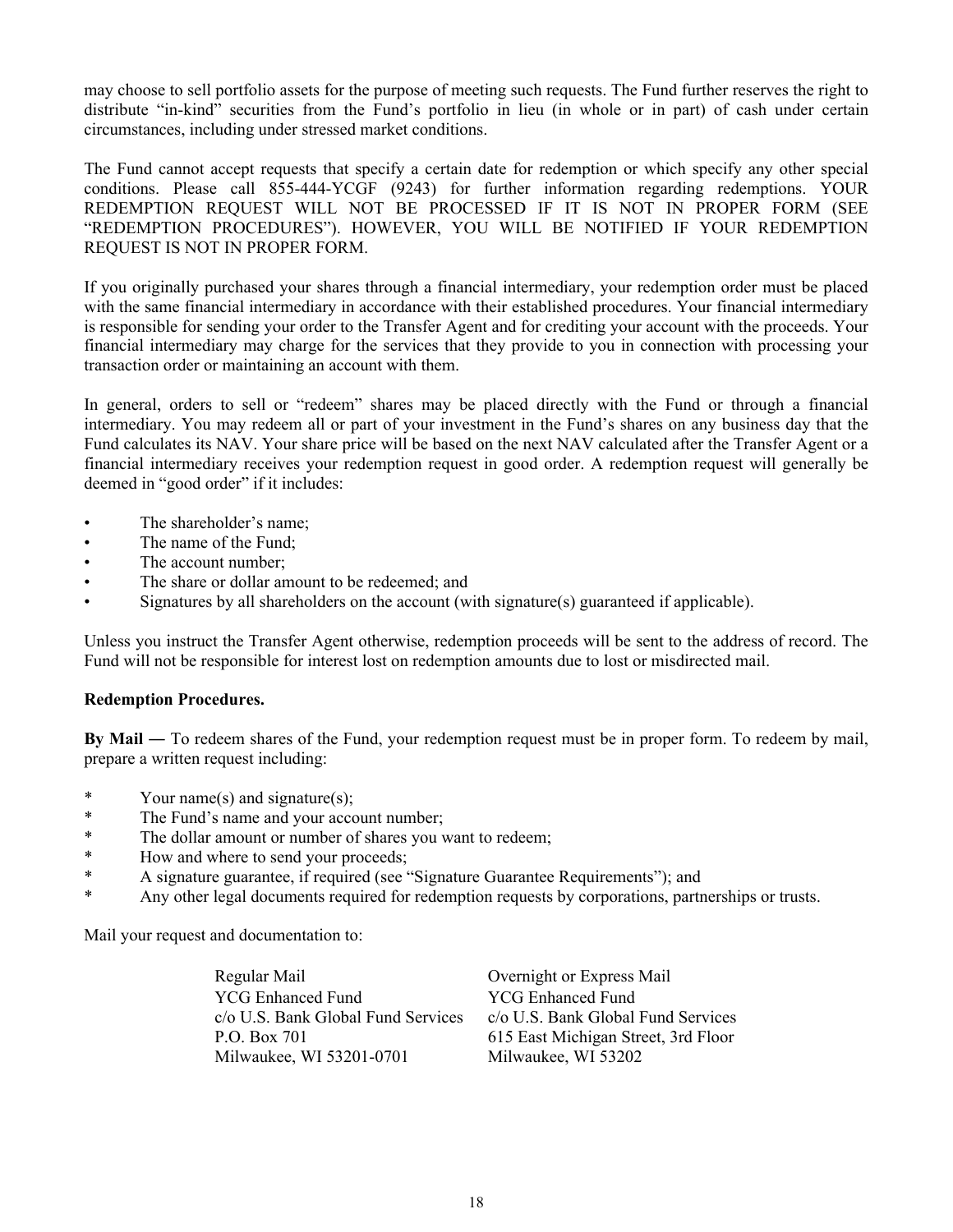may choose to sell portfolio assets for the purpose of meeting such requests. The Fund further reserves the right to distribute "in-kind" securities from the Fund's portfolio in lieu (in whole or in part) of cash under certain circumstances, including under stressed market conditions.

The Fund cannot accept requests that specify a certain date for redemption or which specify any other special conditions. Please call 855-444-YCGF (9243) for further information regarding redemptions. YOUR REDEMPTION REQUEST WILL NOT BE PROCESSED IF IT IS NOT IN PROPER FORM (SEE "REDEMPTION PROCEDURES"). HOWEVER, YOU WILL BE NOTIFIED IF YOUR REDEMPTION REQUEST IS NOT IN PROPER FORM.

If you originally purchased your shares through a financial intermediary, your redemption order must be placed with the same financial intermediary in accordance with their established procedures. Your financial intermediary is responsible for sending your order to the Transfer Agent and for crediting your account with the proceeds. Your financial intermediary may charge for the services that they provide to you in connection with processing your transaction order or maintaining an account with them.

In general, orders to sell or "redeem" shares may be placed directly with the Fund or through a financial intermediary. You may redeem all or part of your investment in the Fund's shares on any business day that the Fund calculates its NAV. Your share price will be based on the next NAV calculated after the Transfer Agent or a financial intermediary receives your redemption request in good order. A redemption request will generally be deemed in "good order" if it includes:

- The shareholder's name;
- The name of the Fund;
- The account number;
- The share or dollar amount to be redeemed; and
- Signatures by all shareholders on the account (with signature(s) guaranteed if applicable).

Unless you instruct the Transfer Agent otherwise, redemption proceeds will be sent to the address of record. The Fund will not be responsible for interest lost on redemption amounts due to lost or misdirected mail.

**Redemption Procedures.**

**By Mail —** To redeem shares of the Fund, your redemption request must be in proper form. To redeem by mail, prepare a written request including:

* Your name(s) and signature(s);
* The Fund's name and your account number;
* The dollar amount or number of shares you want to redeem;
* How and where to send your proceeds;
* A signature guarantee, if required (see "Signature Guarantee Requirements"); and
* Any other legal documents required for redemption requests by corporations, partnerships or trusts.

Mail your request and documentation to:

| Regular Mail | Overnight or Express Mail |
| --- | --- |
| YCG Enhanced Fund | YCG Enhanced Fund |
| c/o U.S. Bank Global Fund Services | c/o U.S. Bank Global Fund Services |
| P.O. Box 701 | 615 East Michigan Street, 3rd Floor |
| Milwaukee, WI 53201-0701 | Milwaukee, WI 53202 |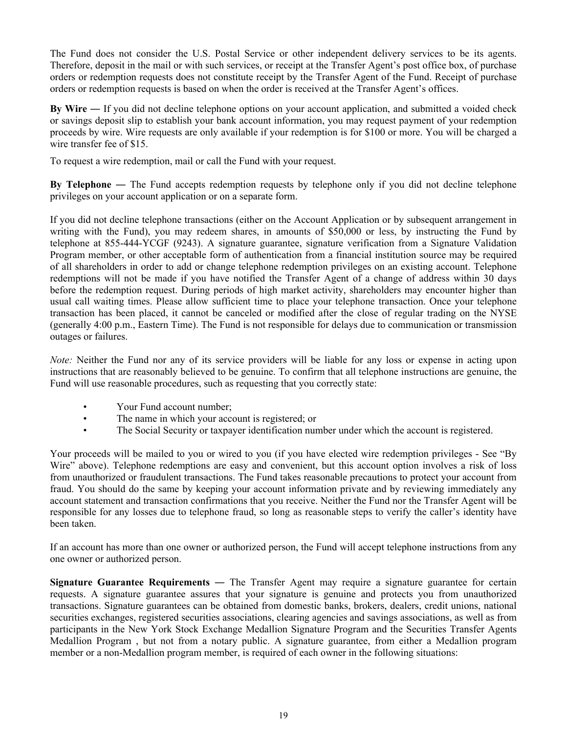The Fund does not consider the U.S. Postal Service or other independent delivery services to be its agents. Therefore, deposit in the mail or with such services, or receipt at the Transfer Agent's post office box, of purchase orders or redemption requests does not constitute receipt by the Transfer Agent of the Fund. Receipt of purchase orders or redemption requests is based on when the order is received at the Transfer Agent's offices.

**By Wire —** If you did not decline telephone options on your account application, and submitted a voided check or savings deposit slip to establish your bank account information, you may request payment of your redemption proceeds by wire. Wire requests are only available if your redemption is for $100 or more. You will be charged a wire transfer fee of $15.

To request a wire redemption, mail or call the Fund with your request.

**By Telephone —** The Fund accepts redemption requests by telephone only if you did not decline telephone privileges on your account application or on a separate form.

If you did not decline telephone transactions (either on the Account Application or by subsequent arrangement in writing with the Fund), you may redeem shares, in amounts of $50,000 or less, by instructing the Fund by telephone at 855-444-YCGF (9243). A signature guarantee, signature verification from a Signature Validation Program member, or other acceptable form of authentication from a financial institution source may be required of all shareholders in order to add or change telephone redemption privileges on an existing account. Telephone redemptions will not be made if you have notified the Transfer Agent of a change of address within 30 days before the redemption request. During periods of high market activity, shareholders may encounter higher than usual call waiting times. Please allow sufficient time to place your telephone transaction. Once your telephone transaction has been placed, it cannot be canceled or modified after the close of regular trading on the NYSE (generally 4:00 p.m., Eastern Time). The Fund is not responsible for delays due to communication or transmission outages or failures.

*Note:* Neither the Fund nor any of its service providers will be liable for any loss or expense in acting upon instructions that are reasonably believed to be genuine. To confirm that all telephone instructions are genuine, the Fund will use reasonable procedures, such as requesting that you correctly state:

- Your Fund account number;
- The name in which your account is registered; or
- The Social Security or taxpayer identification number under which the account is registered.

Your proceeds will be mailed to you or wired to you (if you have elected wire redemption privileges - See "By Wire" above). Telephone redemptions are easy and convenient, but this account option involves a risk of loss from unauthorized or fraudulent transactions. The Fund takes reasonable precautions to protect your account from fraud. You should do the same by keeping your account information private and by reviewing immediately any account statement and transaction confirmations that you receive. Neither the Fund nor the Transfer Agent will be responsible for any losses due to telephone fraud, so long as reasonable steps to verify the caller's identity have been taken.

If an account has more than one owner or authorized person, the Fund will accept telephone instructions from any one owner or authorized person.

**Signature Guarantee Requirements —** The Transfer Agent may require a signature guarantee for certain requests. A signature guarantee assures that your signature is genuine and protects you from unauthorized transactions. Signature guarantees can be obtained from domestic banks, brokers, dealers, credit unions, national securities exchanges, registered securities associations, clearing agencies and savings associations, as well as from participants in the New York Stock Exchange Medallion Signature Program and the Securities Transfer Agents Medallion Program , but not from a notary public. A signature guarantee, from either a Medallion program member or a non-Medallion program member, is required of each owner in the following situations: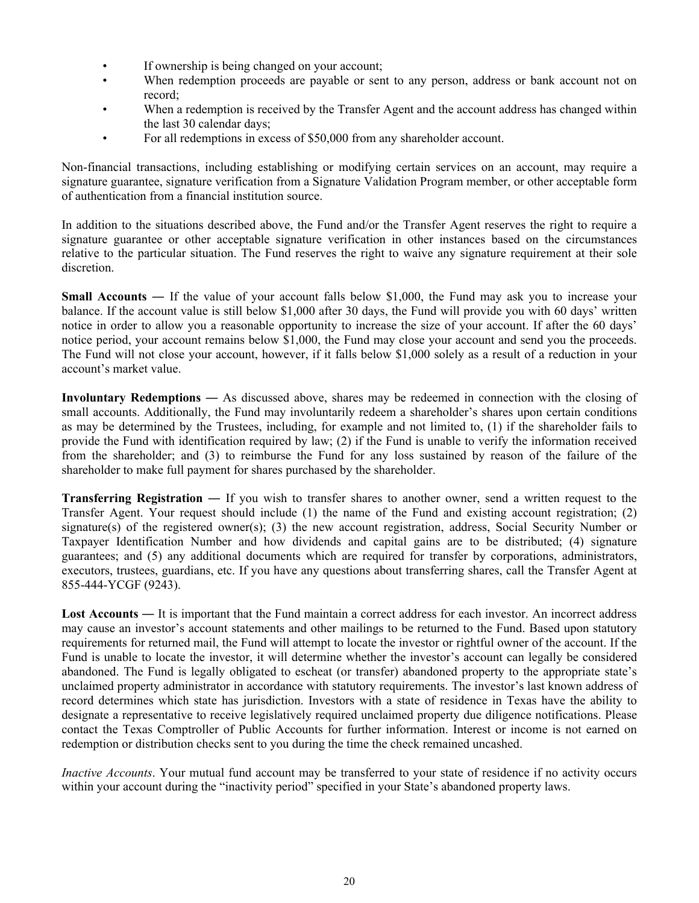- If ownership is being changed on your account;
- When redemption proceeds are payable or sent to any person, address or bank account not on record;
- When a redemption is received by the Transfer Agent and the account address has changed within the last 30 calendar days;
- For all redemptions in excess of $50,000 from any shareholder account.

Non-financial transactions, including establishing or modifying certain services on an account, may require a signature guarantee, signature verification from a Signature Validation Program member, or other acceptable form of authentication from a financial institution source.

In addition to the situations described above, the Fund and/or the Transfer Agent reserves the right to require a signature guarantee or other acceptable signature verification in other instances based on the circumstances relative to the particular situation. The Fund reserves the right to waive any signature requirement at their sole discretion.

**Small Accounts —** If the value of your account falls below $1,000, the Fund may ask you to increase your balance. If the account value is still below $1,000 after 30 days, the Fund will provide you with 60 days' written notice in order to allow you a reasonable opportunity to increase the size of your account. If after the 60 days' notice period, your account remains below $1,000, the Fund may close your account and send you the proceeds. The Fund will not close your account, however, if it falls below $1,000 solely as a result of a reduction in your account's market value.

**Involuntary Redemptions —** As discussed above, shares may be redeemed in connection with the closing of small accounts. Additionally, the Fund may involuntarily redeem a shareholder's shares upon certain conditions as may be determined by the Trustees, including, for example and not limited to, (1) if the shareholder fails to provide the Fund with identification required by law; (2) if the Fund is unable to verify the information received from the shareholder; and (3) to reimburse the Fund for any loss sustained by reason of the failure of the shareholder to make full payment for shares purchased by the shareholder.

**Transferring Registration —** If you wish to transfer shares to another owner, send a written request to the Transfer Agent. Your request should include (1) the name of the Fund and existing account registration; (2) signature(s) of the registered owner(s); (3) the new account registration, address, Social Security Number or Taxpayer Identification Number and how dividends and capital gains are to be distributed; (4) signature guarantees; and (5) any additional documents which are required for transfer by corporations, administrators, executors, trustees, guardians, etc. If you have any questions about transferring shares, call the Transfer Agent at 855-444-YCGF (9243).

**Lost Accounts —** It is important that the Fund maintain a correct address for each investor. An incorrect address may cause an investor's account statements and other mailings to be returned to the Fund. Based upon statutory requirements for returned mail, the Fund will attempt to locate the investor or rightful owner of the account. If the Fund is unable to locate the investor, it will determine whether the investor's account can legally be considered abandoned. The Fund is legally obligated to escheat (or transfer) abandoned property to the appropriate state's unclaimed property administrator in accordance with statutory requirements. The investor's last known address of record determines which state has jurisdiction. Investors with a state of residence in Texas have the ability to designate a representative to receive legislatively required unclaimed property due diligence notifications. Please contact the Texas Comptroller of Public Accounts for further information. Interest or income is not earned on redemption or distribution checks sent to you during the time the check remained uncashed.

*Inactive Accounts*. Your mutual fund account may be transferred to your state of residence if no activity occurs within your account during the "inactivity period" specified in your State's abandoned property laws.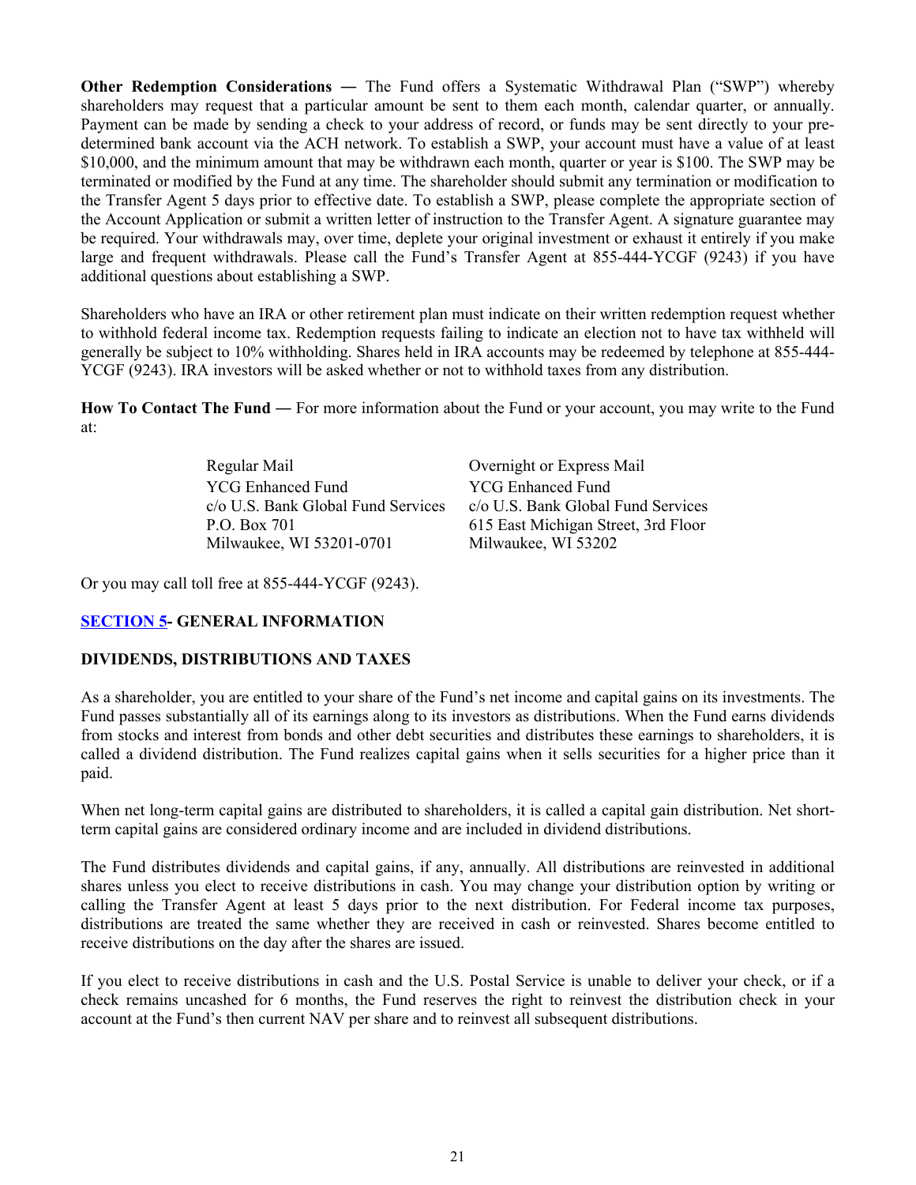**Other Redemption Considerations —** The Fund offers a Systematic Withdrawal Plan ("SWP") whereby shareholders may request that a particular amount be sent to them each month, calendar quarter, or annually. Payment can be made by sending a check to your address of record, or funds may be sent directly to your pre-determined bank account via the ACH network. To establish a SWP, your account must have a value of at least $10,000, and the minimum amount that may be withdrawn each month, quarter or year is $100. The SWP may be terminated or modified by the Fund at any time. The shareholder should submit any termination or modification to the Transfer Agent 5 days prior to effective date. To establish a SWP, please complete the appropriate section of the Account Application or submit a written letter of instruction to the Transfer Agent. A signature guarantee may be required. Your withdrawals may, over time, deplete your original investment or exhaust it entirely if you make large and frequent withdrawals. Please call the Fund's Transfer Agent at 855-444-YCGF (9243) if you have additional questions about establishing a SWP.

Shareholders who have an IRA or other retirement plan must indicate on their written redemption request whether to withhold federal income tax. Redemption requests failing to indicate an election not to have tax withheld will generally be subject to 10% withholding. Shares held in IRA accounts may be redeemed by telephone at 855-444-YCGF (9243). IRA investors will be asked whether or not to withhold taxes from any distribution.

**How To Contact The Fund —** For more information about the Fund or your account, you may write to the Fund at:

| Regular Mail | Overnight or Express Mail |
|---|---|
| YCG Enhanced Fund | YCG Enhanced Fund |
| c/o U.S. Bank Global Fund Services | c/o U.S. Bank Global Fund Services |
| P.O. Box 701 | 615 East Michigan Street, 3rd Floor |
| Milwaukee, WI 53201-0701 | Milwaukee, WI 53202 |

Or you may call toll free at 855-444-YCGF (9243).

## SECTION 5- GENERAL INFORMATION

### DIVIDENDS, DISTRIBUTIONS AND TAXES

As a shareholder, you are entitled to your share of the Fund's net income and capital gains on its investments. The Fund passes substantially all of its earnings along to its investors as distributions. When the Fund earns dividends from stocks and interest from bonds and other debt securities and distributes these earnings to shareholders, it is called a dividend distribution. The Fund realizes capital gains when it sells securities for a higher price than it paid.

When net long-term capital gains are distributed to shareholders, it is called a capital gain distribution. Net short-term capital gains are considered ordinary income and are included in dividend distributions.

The Fund distributes dividends and capital gains, if any, annually. All distributions are reinvested in additional shares unless you elect to receive distributions in cash. You may change your distribution option by writing or calling the Transfer Agent at least 5 days prior to the next distribution. For Federal income tax purposes, distributions are treated the same whether they are received in cash or reinvested. Shares become entitled to receive distributions on the day after the shares are issued.

If you elect to receive distributions in cash and the U.S. Postal Service is unable to deliver your check, or if a check remains uncashed for 6 months, the Fund reserves the right to reinvest the distribution check in your account at the Fund's then current NAV per share and to reinvest all subsequent distributions.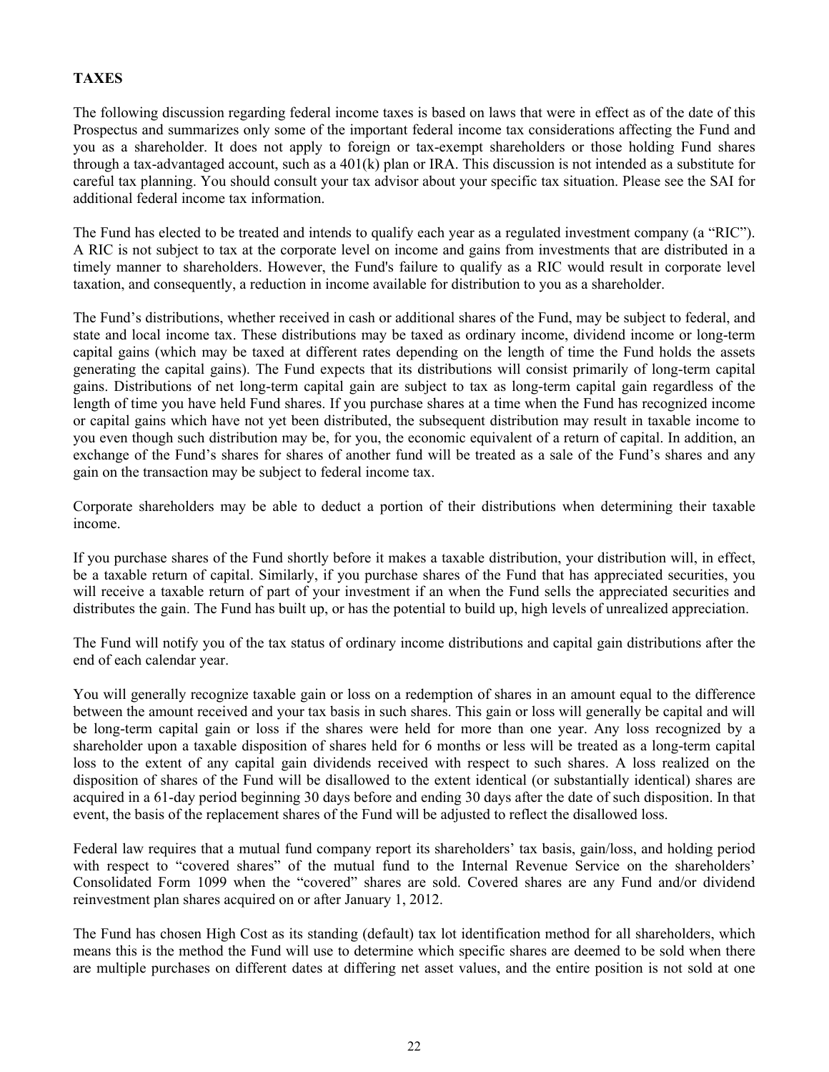## TAXES

The following discussion regarding federal income taxes is based on laws that were in effect as of the date of this Prospectus and summarizes only some of the important federal income tax considerations affecting the Fund and you as a shareholder. It does not apply to foreign or tax-exempt shareholders or those holding Fund shares through a tax-advantaged account, such as a 401(k) plan or IRA. This discussion is not intended as a substitute for careful tax planning. You should consult your tax advisor about your specific tax situation. Please see the SAI for additional federal income tax information.

The Fund has elected to be treated and intends to qualify each year as a regulated investment company (a "RIC"). A RIC is not subject to tax at the corporate level on income and gains from investments that are distributed in a timely manner to shareholders. However, the Fund's failure to qualify as a RIC would result in corporate level taxation, and consequently, a reduction in income available for distribution to you as a shareholder.

The Fund's distributions, whether received in cash or additional shares of the Fund, may be subject to federal, and state and local income tax. These distributions may be taxed as ordinary income, dividend income or long-term capital gains (which may be taxed at different rates depending on the length of time the Fund holds the assets generating the capital gains). The Fund expects that its distributions will consist primarily of long-term capital gains. Distributions of net long-term capital gain are subject to tax as long-term capital gain regardless of the length of time you have held Fund shares. If you purchase shares at a time when the Fund has recognized income or capital gains which have not yet been distributed, the subsequent distribution may result in taxable income to you even though such distribution may be, for you, the economic equivalent of a return of capital. In addition, an exchange of the Fund's shares for shares of another fund will be treated as a sale of the Fund's shares and any gain on the transaction may be subject to federal income tax.

Corporate shareholders may be able to deduct a portion of their distributions when determining their taxable income.

If you purchase shares of the Fund shortly before it makes a taxable distribution, your distribution will, in effect, be a taxable return of capital. Similarly, if you purchase shares of the Fund that has appreciated securities, you will receive a taxable return of part of your investment if an when the Fund sells the appreciated securities and distributes the gain. The Fund has built up, or has the potential to build up, high levels of unrealized appreciation.

The Fund will notify you of the tax status of ordinary income distributions and capital gain distributions after the end of each calendar year.

You will generally recognize taxable gain or loss on a redemption of shares in an amount equal to the difference between the amount received and your tax basis in such shares. This gain or loss will generally be capital and will be long-term capital gain or loss if the shares were held for more than one year. Any loss recognized by a shareholder upon a taxable disposition of shares held for 6 months or less will be treated as a long-term capital loss to the extent of any capital gain dividends received with respect to such shares. A loss realized on the disposition of shares of the Fund will be disallowed to the extent identical (or substantially identical) shares are acquired in a 61-day period beginning 30 days before and ending 30 days after the date of such disposition. In that event, the basis of the replacement shares of the Fund will be adjusted to reflect the disallowed loss.

Federal law requires that a mutual fund company report its shareholders' tax basis, gain/loss, and holding period with respect to "covered shares" of the mutual fund to the Internal Revenue Service on the shareholders' Consolidated Form 1099 when the "covered" shares are sold. Covered shares are any Fund and/or dividend reinvestment plan shares acquired on or after January 1, 2012.

The Fund has chosen High Cost as its standing (default) tax lot identification method for all shareholders, which means this is the method the Fund will use to determine which specific shares are deemed to be sold when there are multiple purchases on different dates at differing net asset values, and the entire position is not sold at one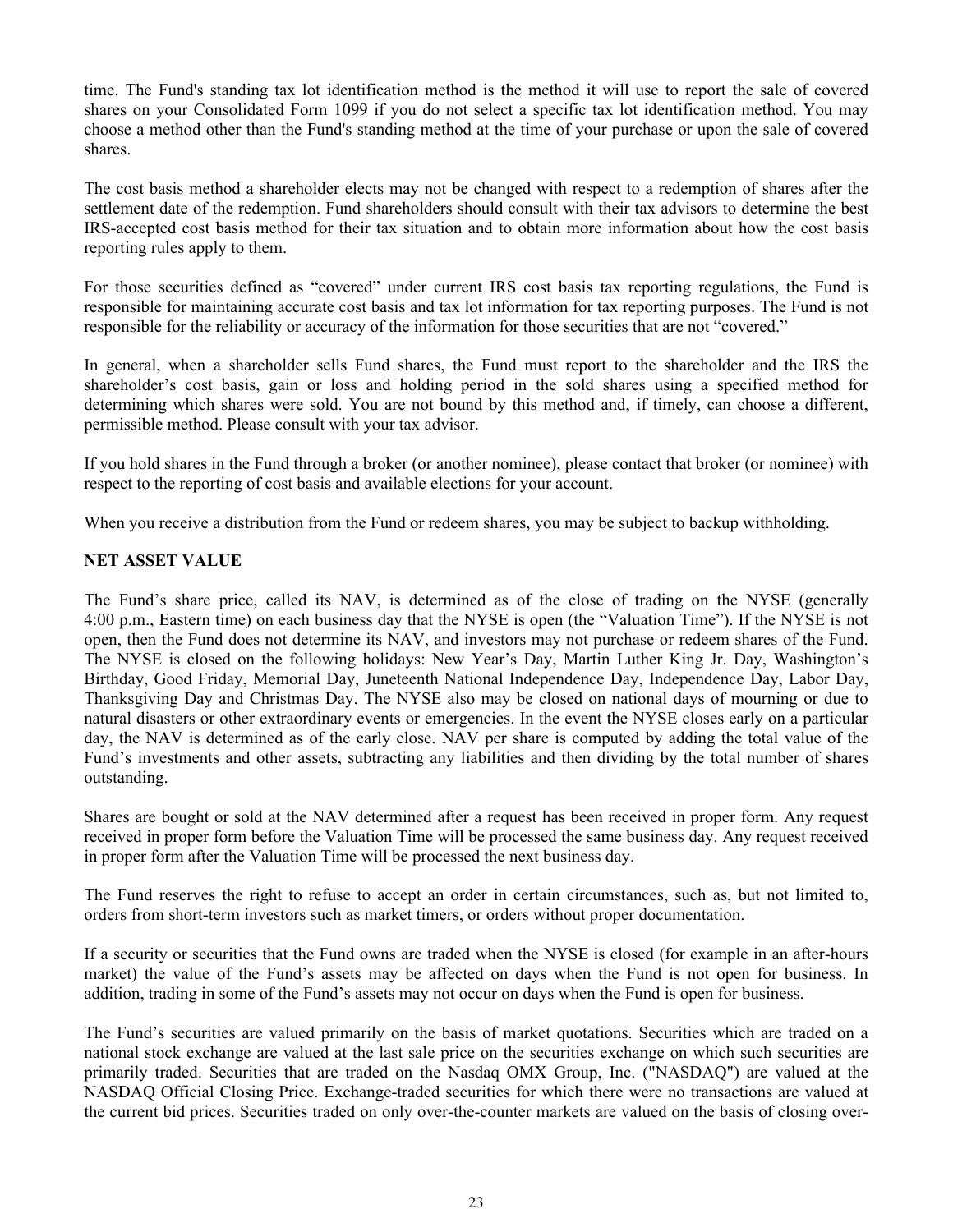time. The Fund's standing tax lot identification method is the method it will use to report the sale of covered shares on your Consolidated Form 1099 if you do not select a specific tax lot identification method. You may choose a method other than the Fund's standing method at the time of your purchase or upon the sale of covered shares.

The cost basis method a shareholder elects may not be changed with respect to a redemption of shares after the settlement date of the redemption. Fund shareholders should consult with their tax advisors to determine the best IRS-accepted cost basis method for their tax situation and to obtain more information about how the cost basis reporting rules apply to them.

For those securities defined as "covered" under current IRS cost basis tax reporting regulations, the Fund is responsible for maintaining accurate cost basis and tax lot information for tax reporting purposes. The Fund is not responsible for the reliability or accuracy of the information for those securities that are not "covered."

In general, when a shareholder sells Fund shares, the Fund must report to the shareholder and the IRS the shareholder's cost basis, gain or loss and holding period in the sold shares using a specified method for determining which shares were sold. You are not bound by this method and, if timely, can choose a different, permissible method. Please consult with your tax advisor.

If you hold shares in the Fund through a broker (or another nominee), please contact that broker (or nominee) with respect to the reporting of cost basis and available elections for your account.

When you receive a distribution from the Fund or redeem shares, you may be subject to backup withholding.

**NET ASSET VALUE**

The Fund's share price, called its NAV, is determined as of the close of trading on the NYSE (generally 4:00 p.m., Eastern time) on each business day that the NYSE is open (the "Valuation Time"). If the NYSE is not open, then the Fund does not determine its NAV, and investors may not purchase or redeem shares of the Fund. The NYSE is closed on the following holidays: New Year's Day, Martin Luther King Jr. Day, Washington's Birthday, Good Friday, Memorial Day, Juneteenth National Independence Day, Independence Day, Labor Day, Thanksgiving Day and Christmas Day. The NYSE also may be closed on national days of mourning or due to natural disasters or other extraordinary events or emergencies. In the event the NYSE closes early on a particular day, the NAV is determined as of the early close. NAV per share is computed by adding the total value of the Fund's investments and other assets, subtracting any liabilities and then dividing by the total number of shares outstanding.

Shares are bought or sold at the NAV determined after a request has been received in proper form. Any request received in proper form before the Valuation Time will be processed the same business day. Any request received in proper form after the Valuation Time will be processed the next business day.

The Fund reserves the right to refuse to accept an order in certain circumstances, such as, but not limited to, orders from short-term investors such as market timers, or orders without proper documentation.

If a security or securities that the Fund owns are traded when the NYSE is closed (for example in an after-hours market) the value of the Fund's assets may be affected on days when the Fund is not open for business. In addition, trading in some of the Fund's assets may not occur on days when the Fund is open for business.

The Fund's securities are valued primarily on the basis of market quotations. Securities which are traded on a national stock exchange are valued at the last sale price on the securities exchange on which such securities are primarily traded. Securities that are traded on the Nasdaq OMX Group, Inc. ("NASDAQ") are valued at the NASDAQ Official Closing Price. Exchange-traded securities for which there were no transactions are valued at the current bid prices. Securities traded on only over-the-counter markets are valued on the basis of closing over-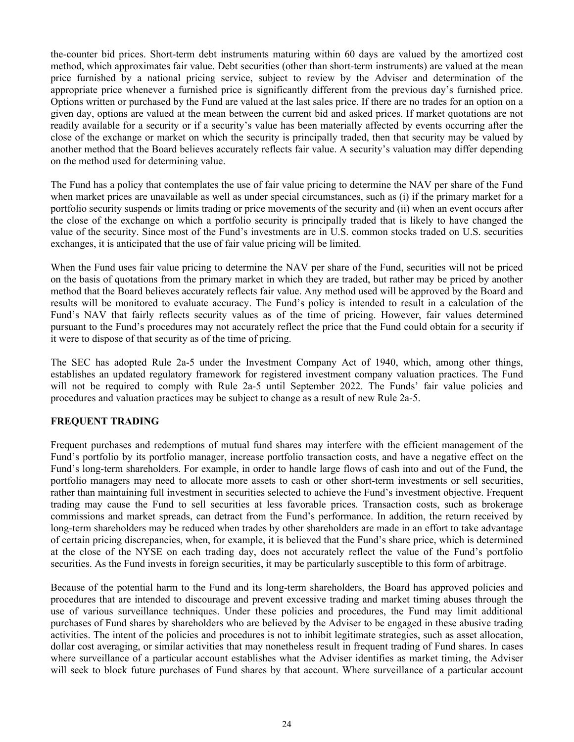the-counter bid prices. Short-term debt instruments maturing within 60 days are valued by the amortized cost method, which approximates fair value. Debt securities (other than short-term instruments) are valued at the mean price furnished by a national pricing service, subject to review by the Adviser and determination of the appropriate price whenever a furnished price is significantly different from the previous day's furnished price. Options written or purchased by the Fund are valued at the last sales price. If there are no trades for an option on a given day, options are valued at the mean between the current bid and asked prices. If market quotations are not readily available for a security or if a security's value has been materially affected by events occurring after the close of the exchange or market on which the security is principally traded, then that security may be valued by another method that the Board believes accurately reflects fair value. A security's valuation may differ depending on the method used for determining value.

The Fund has a policy that contemplates the use of fair value pricing to determine the NAV per share of the Fund when market prices are unavailable as well as under special circumstances, such as (i) if the primary market for a portfolio security suspends or limits trading or price movements of the security and (ii) when an event occurs after the close of the exchange on which a portfolio security is principally traded that is likely to have changed the value of the security. Since most of the Fund's investments are in U.S. common stocks traded on U.S. securities exchanges, it is anticipated that the use of fair value pricing will be limited.

When the Fund uses fair value pricing to determine the NAV per share of the Fund, securities will not be priced on the basis of quotations from the primary market in which they are traded, but rather may be priced by another method that the Board believes accurately reflects fair value. Any method used will be approved by the Board and results will be monitored to evaluate accuracy. The Fund's policy is intended to result in a calculation of the Fund's NAV that fairly reflects security values as of the time of pricing. However, fair values determined pursuant to the Fund's procedures may not accurately reflect the price that the Fund could obtain for a security if it were to dispose of that security as of the time of pricing.

The SEC has adopted Rule 2a-5 under the Investment Company Act of 1940, which, among other things, establishes an updated regulatory framework for registered investment company valuation practices. The Fund will not be required to comply with Rule 2a-5 until September 2022. The Funds' fair value policies and procedures and valuation practices may be subject to change as a result of new Rule 2a-5.

## FREQUENT TRADING

Frequent purchases and redemptions of mutual fund shares may interfere with the efficient management of the Fund's portfolio by its portfolio manager, increase portfolio transaction costs, and have a negative effect on the Fund's long-term shareholders. For example, in order to handle large flows of cash into and out of the Fund, the portfolio managers may need to allocate more assets to cash or other short-term investments or sell securities, rather than maintaining full investment in securities selected to achieve the Fund's investment objective. Frequent trading may cause the Fund to sell securities at less favorable prices. Transaction costs, such as brokerage commissions and market spreads, can detract from the Fund's performance. In addition, the return received by long-term shareholders may be reduced when trades by other shareholders are made in an effort to take advantage of certain pricing discrepancies, when, for example, it is believed that the Fund's share price, which is determined at the close of the NYSE on each trading day, does not accurately reflect the value of the Fund's portfolio securities. As the Fund invests in foreign securities, it may be particularly susceptible to this form of arbitrage.

Because of the potential harm to the Fund and its long-term shareholders, the Board has approved policies and procedures that are intended to discourage and prevent excessive trading and market timing abuses through the use of various surveillance techniques. Under these policies and procedures, the Fund may limit additional purchases of Fund shares by shareholders who are believed by the Adviser to be engaged in these abusive trading activities. The intent of the policies and procedures is not to inhibit legitimate strategies, such as asset allocation, dollar cost averaging, or similar activities that may nonetheless result in frequent trading of Fund shares. In cases where surveillance of a particular account establishes what the Adviser identifies as market timing, the Adviser will seek to block future purchases of Fund shares by that account. Where surveillance of a particular account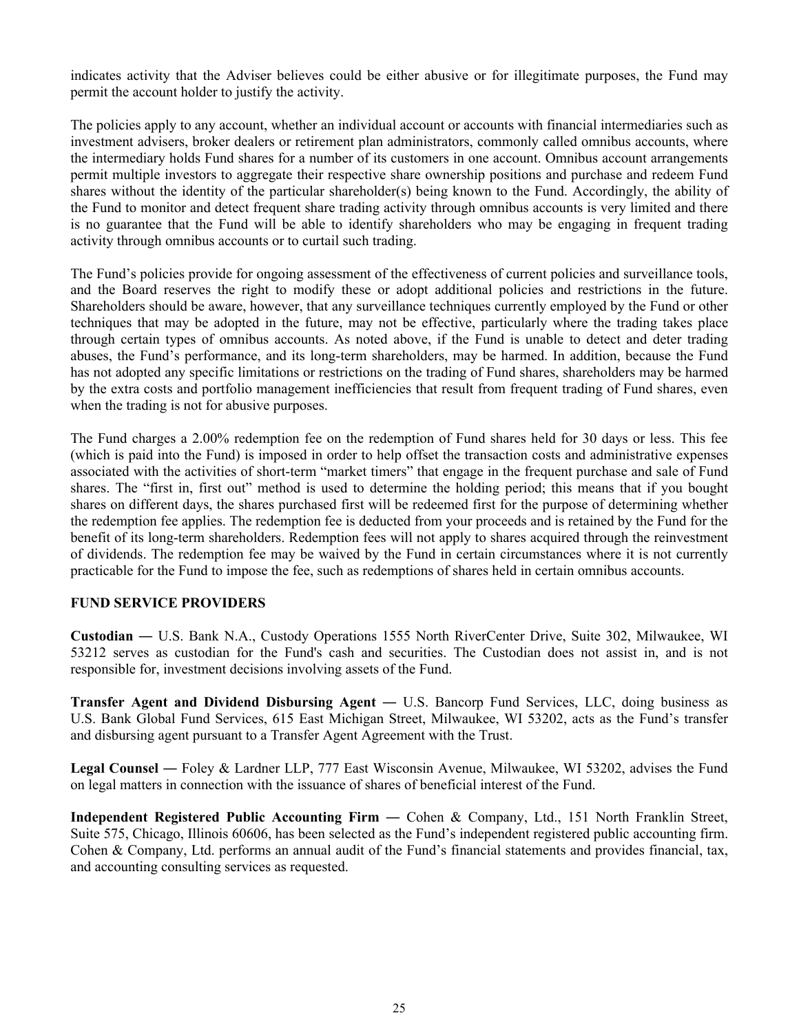indicates activity that the Adviser believes could be either abusive or for illegitimate purposes, the Fund may permit the account holder to justify the activity.

The policies apply to any account, whether an individual account or accounts with financial intermediaries such as investment advisers, broker dealers or retirement plan administrators, commonly called omnibus accounts, where the intermediary holds Fund shares for a number of its customers in one account. Omnibus account arrangements permit multiple investors to aggregate their respective share ownership positions and purchase and redeem Fund shares without the identity of the particular shareholder(s) being known to the Fund. Accordingly, the ability of the Fund to monitor and detect frequent share trading activity through omnibus accounts is very limited and there is no guarantee that the Fund will be able to identify shareholders who may be engaging in frequent trading activity through omnibus accounts or to curtail such trading.

The Fund's policies provide for ongoing assessment of the effectiveness of current policies and surveillance tools, and the Board reserves the right to modify these or adopt additional policies and restrictions in the future. Shareholders should be aware, however, that any surveillance techniques currently employed by the Fund or other techniques that may be adopted in the future, may not be effective, particularly where the trading takes place through certain types of omnibus accounts. As noted above, if the Fund is unable to detect and deter trading abuses, the Fund's performance, and its long-term shareholders, may be harmed. In addition, because the Fund has not adopted any specific limitations or restrictions on the trading of Fund shares, shareholders may be harmed by the extra costs and portfolio management inefficiencies that result from frequent trading of Fund shares, even when the trading is not for abusive purposes.

The Fund charges a 2.00% redemption fee on the redemption of Fund shares held for 30 days or less. This fee (which is paid into the Fund) is imposed in order to help offset the transaction costs and administrative expenses associated with the activities of short-term "market timers" that engage in the frequent purchase and sale of Fund shares. The "first in, first out" method is used to determine the holding period; this means that if you bought shares on different days, the shares purchased first will be redeemed first for the purpose of determining whether the redemption fee applies. The redemption fee is deducted from your proceeds and is retained by the Fund for the benefit of its long-term shareholders. Redemption fees will not apply to shares acquired through the reinvestment of dividends. The redemption fee may be waived by the Fund in certain circumstances where it is not currently practicable for the Fund to impose the fee, such as redemptions of shares held in certain omnibus accounts.

## FUND SERVICE PROVIDERS

**Custodian —** U.S. Bank N.A., Custody Operations 1555 North RiverCenter Drive, Suite 302, Milwaukee, WI 53212 serves as custodian for the Fund's cash and securities. The Custodian does not assist in, and is not responsible for, investment decisions involving assets of the Fund.

**Transfer Agent and Dividend Disbursing Agent —** U.S. Bancorp Fund Services, LLC, doing business as U.S. Bank Global Fund Services, 615 East Michigan Street, Milwaukee, WI 53202, acts as the Fund's transfer and disbursing agent pursuant to a Transfer Agent Agreement with the Trust.

**Legal Counsel —** Foley & Lardner LLP, 777 East Wisconsin Avenue, Milwaukee, WI 53202, advises the Fund on legal matters in connection with the issuance of shares of beneficial interest of the Fund.

**Independent Registered Public Accounting Firm —** Cohen & Company, Ltd., 151 North Franklin Street, Suite 575, Chicago, Illinois 60606, has been selected as the Fund's independent registered public accounting firm. Cohen & Company, Ltd. performs an annual audit of the Fund's financial statements and provides financial, tax, and accounting consulting services as requested.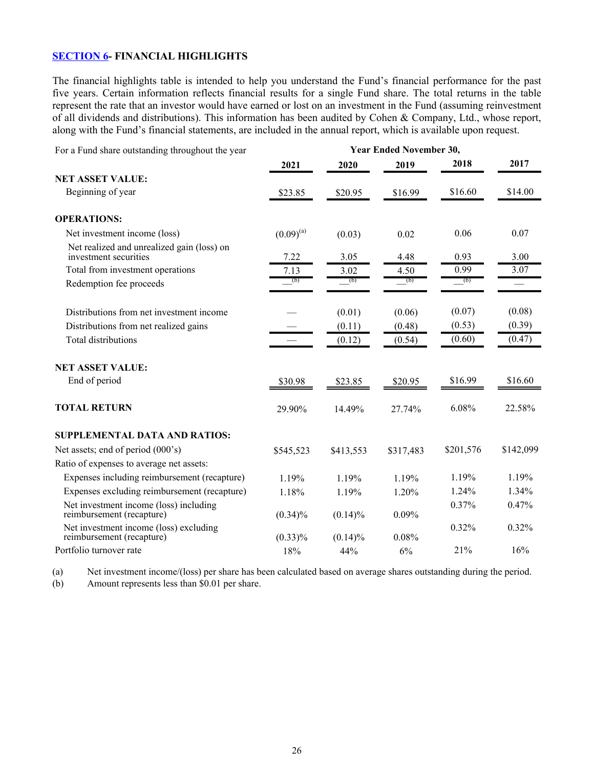## SECTION 6- FINANCIAL HIGHLIGHTS

The financial highlights table is intended to help you understand the Fund's financial performance for the past five years. Certain information reflects financial results for a single Fund share. The total returns in the table represent the rate that an investor would have earned or lost on an investment in the Fund (assuming reinvestment of all dividends and distributions). This information has been audited by Cohen & Company, Ltd., whose report, along with the Fund's financial statements, are included in the annual report, which is available upon request.

| For a Fund share outstanding throughout the year | Year Ended November 30, | | | | |
|---|---|---|---|---|---|
| | 2021 | 2020 | 2019 | 2018 | 2017 |
| **NET ASSET VALUE:** | | | | | |
| Beginning of year | $23.85 | $20.95 | $16.99 | $16.60 | $14.00 |
| **OPERATIONS:** | | | | | |
| Net investment income (loss) | (0.09)[(a)] | (0.03) | 0.02 | 0.06 | 0.07 |
| Net realized and unrealized gain (loss) on investment securities | 7.22 | 3.05 | 4.48 | 0.93 | 3.00 |
| Total from investment operations | 7.13 | 3.02 | 4.50 | 0.99 | 3.07 |
| Redemption fee proceeds | —[(b)] | —[(b)] | —[(b)] | —[(b)] | — |
| Distributions from net investment income | — | (0.01) | (0.06) | (0.07) | (0.08) |
| Distributions from net realized gains | — | (0.11) | (0.48) | (0.53) | (0.39) |
| Total distributions | — | (0.12) | (0.54) | (0.60) | (0.47) |
| **NET ASSET VALUE:** | | | | | |
| End of period | $30.98 | $23.85 | $20.95 | $16.99 | $16.60 |
| **TOTAL RETURN** | 29.90% | 14.49% | 27.74% | 6.08% | 22.58% |
| **SUPPLEMENTAL DATA AND RATIOS:** | | | | | |
| Net assets; end of period (000's) | $545,523 | $413,553 | $317,483 | $201,576 | $142,099 |
| Ratio of expenses to average net assets: | | | | | |
| Expenses including reimbursement (recapture) | 1.19% | 1.19% | 1.19% | 1.19% | 1.19% |
| Expenses excluding reimbursement (recapture) | 1.18% | 1.19% | 1.20% | 1.24% | 1.34% |
| Net investment income (loss) including reimbursement (recapture) | (0.34)% | (0.14)% | 0.09% | 0.37% | 0.47% |
| Net investment income (loss) excluding reimbursement (recapture) | (0.33)% | (0.14)% | 0.08% | 0.32% | 0.32% |
| Portfolio turnover rate | 18% | 44% | 6% | 21% | 16% |

(a) Net investment income/(loss) per share has been calculated based on average shares outstanding during the period.

(b) Amount represents less than $0.01 per share.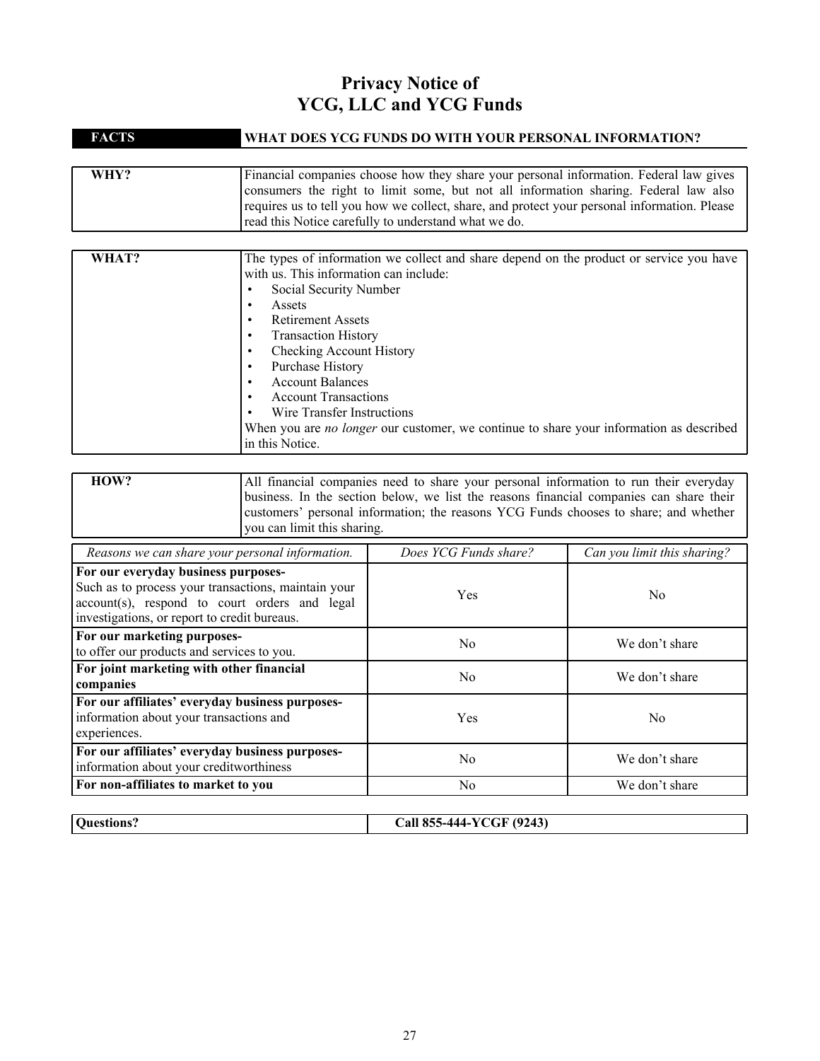# Privacy Notice of
# YCG, LLC and YCG Funds

| FACTS | WHAT DOES YCG FUNDS DO WITH YOUR PERSONAL INFORMATION? |
|---|---|
| **WHY?** | Financial companies choose how they share your personal information. Federal law gives consumers the right to limit some, but not all information sharing. Federal law also requires us to tell you how we collect, share, and protect your personal information. Please read this Notice carefully to understand what we do. |
| **WHAT?** | The types of information we collect and share depend on the product or service you have with us. This information can include: <br>• Social Security Number <br>• Assets <br>• Retirement Assets <br>• Transaction History <br>• Checking Account History <br>• Purchase History <br>• Account Balances <br>• Account Transactions <br>• Wire Transfer Instructions <br>When you are *no longer* our customer, we continue to share your information as described in this Notice. |
| **HOW?** | All financial companies need to share your personal information to run their everyday business. In the section below, we list the reasons financial companies can share their customers' personal information; the reasons YCG Funds chooses to share; and whether you can limit this sharing. |

| *Reasons we can share your personal information.* | *Does YCG Funds share?* | *Can you limit this sharing?* |
|---|---|---|
| **For our everyday business purposes-** Such as to process your transactions, maintain your account(s), respond to court orders and legal investigations, or report to credit bureaus. | Yes | No |
| **For our marketing purposes-** to offer our products and services to you. | No | We don't share |
| **For joint marketing with other financial companies** | No | We don't share |
| **For our affiliates' everyday business purposes-** information about your transactions and experiences. | Yes | No |
| **For our affiliates' everyday business purposes-** information about your creditworthiness | No | We don't share |
| **For non-affiliates to market to you** | No | We don't share |

| **Questions?** | **Call 855-444-YCGF (9243)** |
|---|---|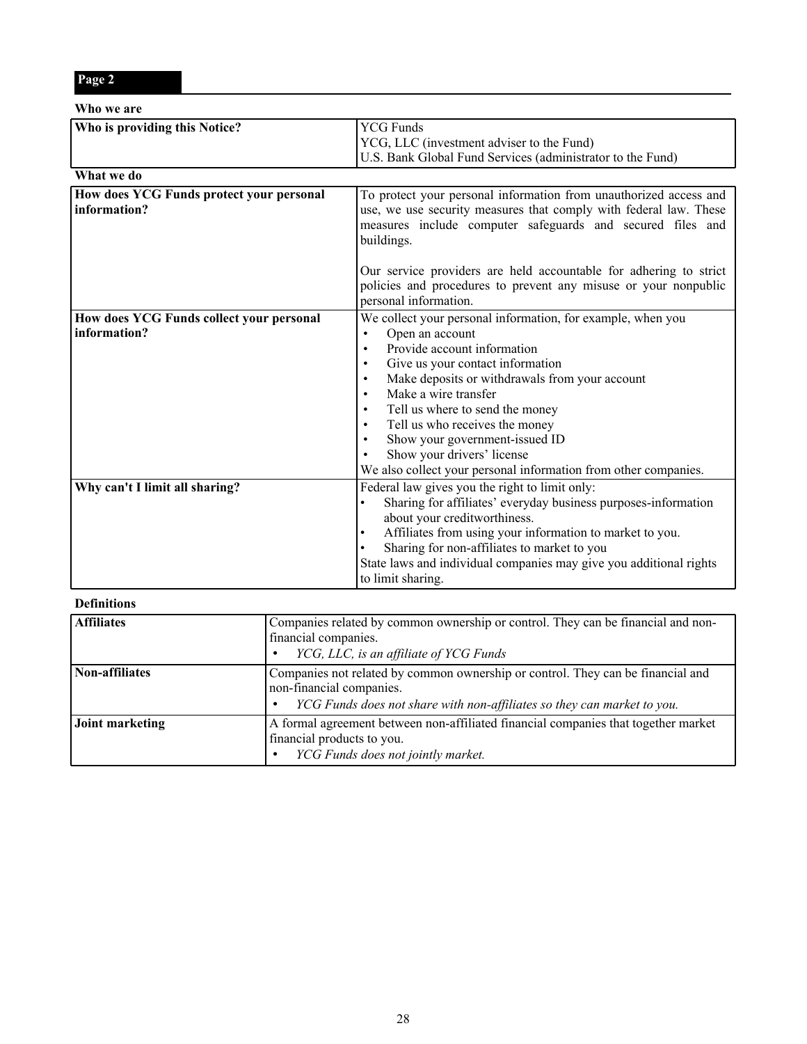**Page 2**

**Who we are**

| Who is providing this Notice? | YCG Funds<br>YCG, LLC (investment adviser to the Fund)<br>U.S. Bank Global Fund Services (administrator to the Fund) |
|---|---|

**What we do**

| | |
|---|---|
| **How does YCG Funds protect your personal information?** | To protect your personal information from unauthorized access and use, we use security measures that comply with federal law. These measures include computer safeguards and secured files and buildings.<br><br>Our service providers are held accountable for adhering to strict policies and procedures to prevent any misuse or your nonpublic personal information. |
| **How does YCG Funds collect your personal information?** | We collect your personal information, for example, when you<br>• Open an account<br>• Provide account information<br>• Give us your contact information<br>• Make deposits or withdrawals from your account<br>• Make a wire transfer<br>• Tell us where to send the money<br>• Tell us who receives the money<br>• Show your government-issued ID<br>• Show your drivers' license<br>We also collect your personal information from other companies. |
| **Why can't I limit all sharing?** | Federal law gives you the right to limit only:<br>• Sharing for affiliates' everyday business purposes-information about your creditworthiness.<br>• Affiliates from using your information to market to you.<br>• Sharing for non-affiliates to market to you<br>State laws and individual companies may give you additional rights to limit sharing. |

**Definitions**

| | |
|---|---|
| **Affiliates** | Companies related by common ownership or control. They can be financial and non-financial companies.<br>• *YCG, LLC, is an affiliate of YCG Funds* |
| **Non-affiliates** | Companies not related by common ownership or control. They can be financial and non-financial companies.<br>• *YCG Funds does not share with non-affiliates so they can market to you.* |
| **Joint marketing** | A formal agreement between non-affiliated financial companies that together market financial products to you.<br>• *YCG Funds does not jointly market.* |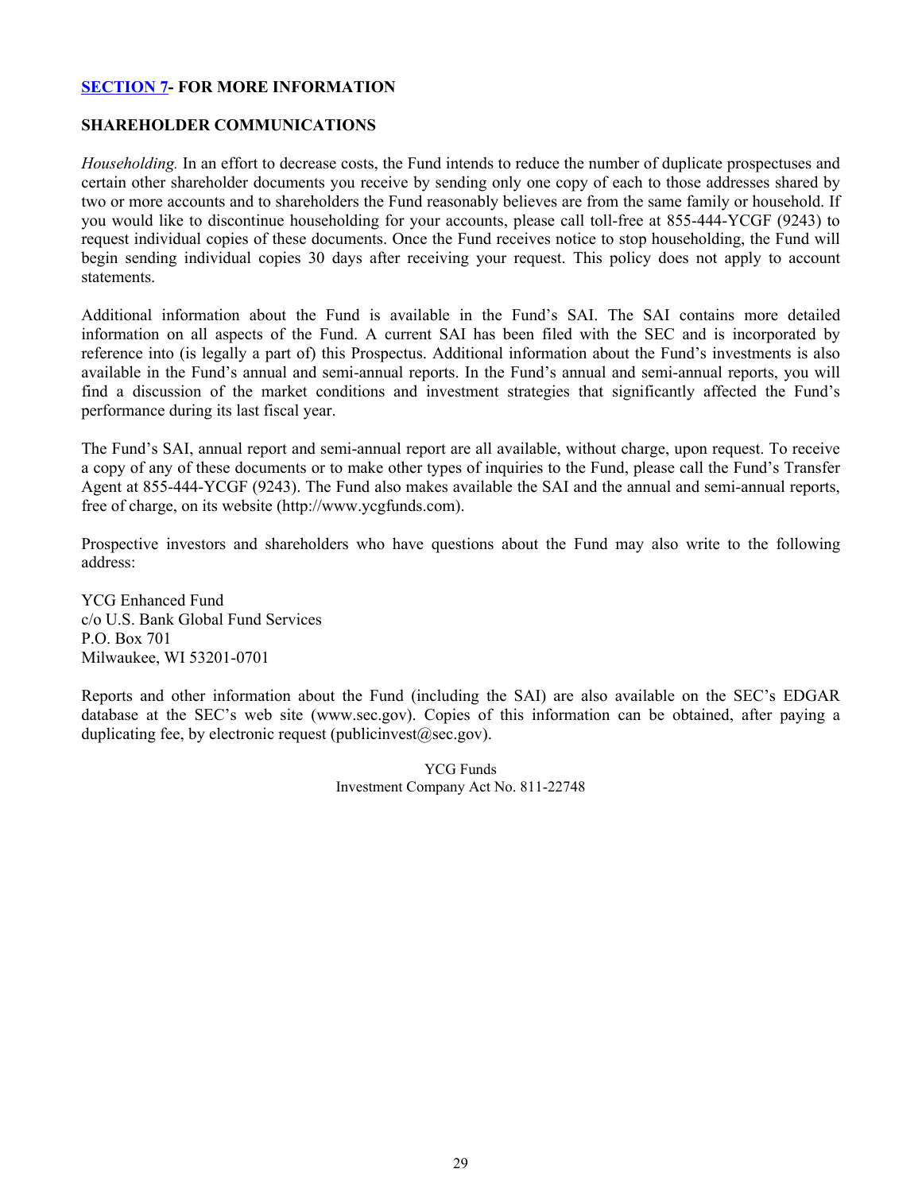## SECTION 7- FOR MORE INFORMATION

### SHAREHOLDER COMMUNICATIONS

*Householding.* In an effort to decrease costs, the Fund intends to reduce the number of duplicate prospectuses and certain other shareholder documents you receive by sending only one copy of each to those addresses shared by two or more accounts and to shareholders the Fund reasonably believes are from the same family or household. If you would like to discontinue householding for your accounts, please call toll-free at 855-444-YCGF (9243) to request individual copies of these documents. Once the Fund receives notice to stop householding, the Fund will begin sending individual copies 30 days after receiving your request. This policy does not apply to account statements.

Additional information about the Fund is available in the Fund's SAI. The SAI contains more detailed information on all aspects of the Fund. A current SAI has been filed with the SEC and is incorporated by reference into (is legally a part of) this Prospectus. Additional information about the Fund's investments is also available in the Fund's annual and semi-annual reports. In the Fund's annual and semi-annual reports, you will find a discussion of the market conditions and investment strategies that significantly affected the Fund's performance during its last fiscal year.

The Fund's SAI, annual report and semi-annual report are all available, without charge, upon request. To receive a copy of any of these documents or to make other types of inquiries to the Fund, please call the Fund's Transfer Agent at 855-444-YCGF (9243). The Fund also makes available the SAI and the annual and semi-annual reports, free of charge, on its website (http://www.ycgfunds.com).

Prospective investors and shareholders who have questions about the Fund may also write to the following address:

YCG Enhanced Fund
c/o U.S. Bank Global Fund Services
P.O. Box 701
Milwaukee, WI 53201-0701

Reports and other information about the Fund (including the SAI) are also available on the SEC's EDGAR database at the SEC's web site (www.sec.gov). Copies of this information can be obtained, after paying a duplicating fee, by electronic request (publicinvest@sec.gov).

YCG Funds
Investment Company Act No. 811-22748